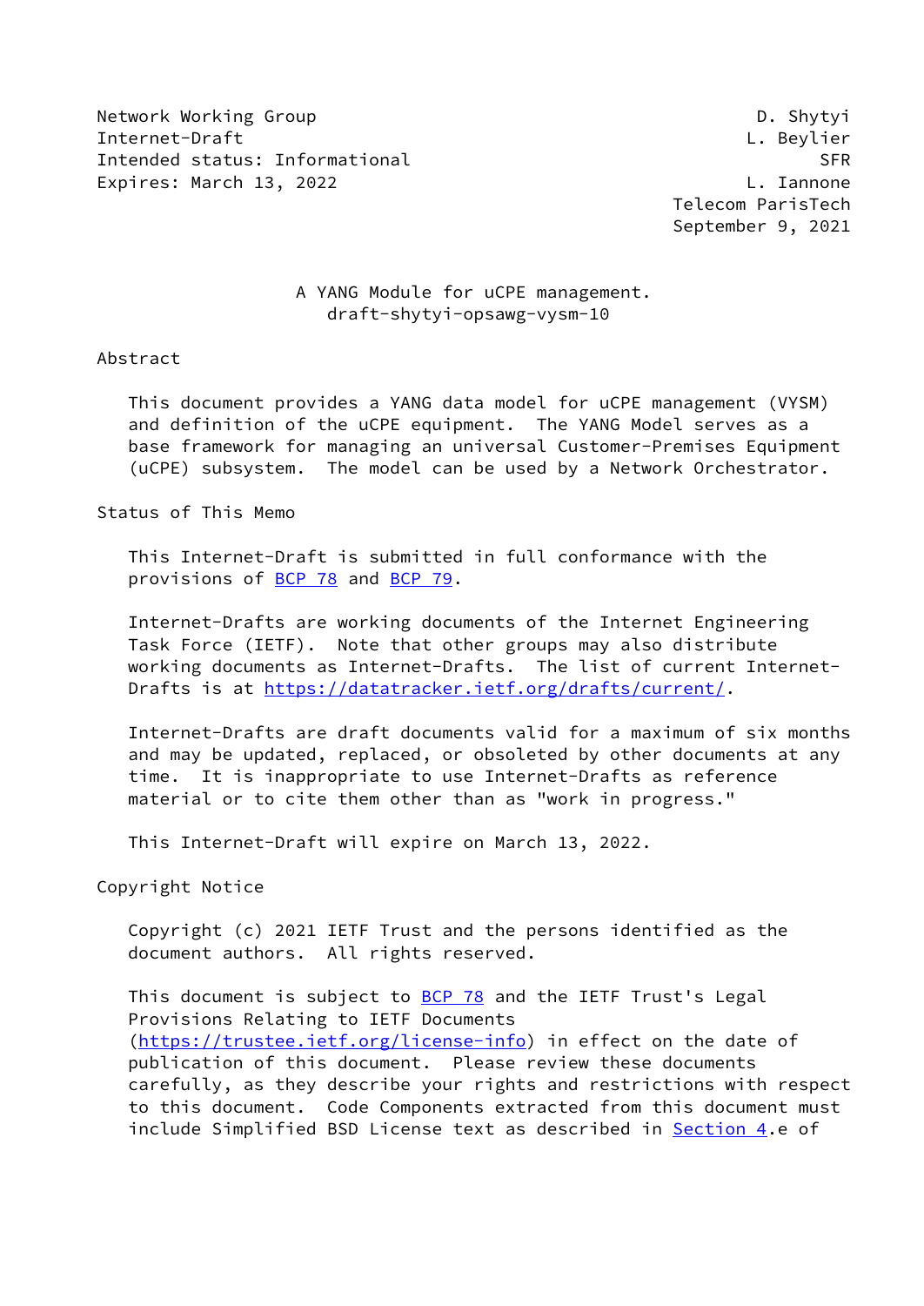Network Working Group D. Shytyi
Internet-Draft L. Beylier
Intended status: Informational SFR
Expires: March 13, 2022 L. Iannone
Telecom ParisTech
September 9, 2021

# A YANG Module for uCPE management.
## draft-shytyi-opsawg-vysm-10

## Abstract

This document provides a YANG data model for uCPE management (VYSM) and definition of the uCPE equipment. The YANG Model serves as a base framework for managing an universal Customer-Premises Equipment (uCPE) subsystem. The model can be used by a Network Orchestrator.

## Status of This Memo

This Internet-Draft is submitted in full conformance with the provisions of BCP 78 and BCP 79.

Internet-Drafts are working documents of the Internet Engineering Task Force (IETF). Note that other groups may also distribute working documents as Internet-Drafts. The list of current Internet-Drafts is at https://datatracker.ietf.org/drafts/current/.

Internet-Drafts are draft documents valid for a maximum of six months and may be updated, replaced, or obsoleted by other documents at any time. It is inappropriate to use Internet-Drafts as reference material or to cite them other than as "work in progress."

This Internet-Draft will expire on March 13, 2022.

## Copyright Notice

Copyright (c) 2021 IETF Trust and the persons identified as the document authors. All rights reserved.

This document is subject to BCP 78 and the IETF Trust's Legal Provisions Relating to IETF Documents (https://trustee.ietf.org/license-info) in effect on the date of publication of this document. Please review these documents carefully, as they describe your rights and restrictions with respect to this document. Code Components extracted from this document must include Simplified BSD License text as described in Section 4.e of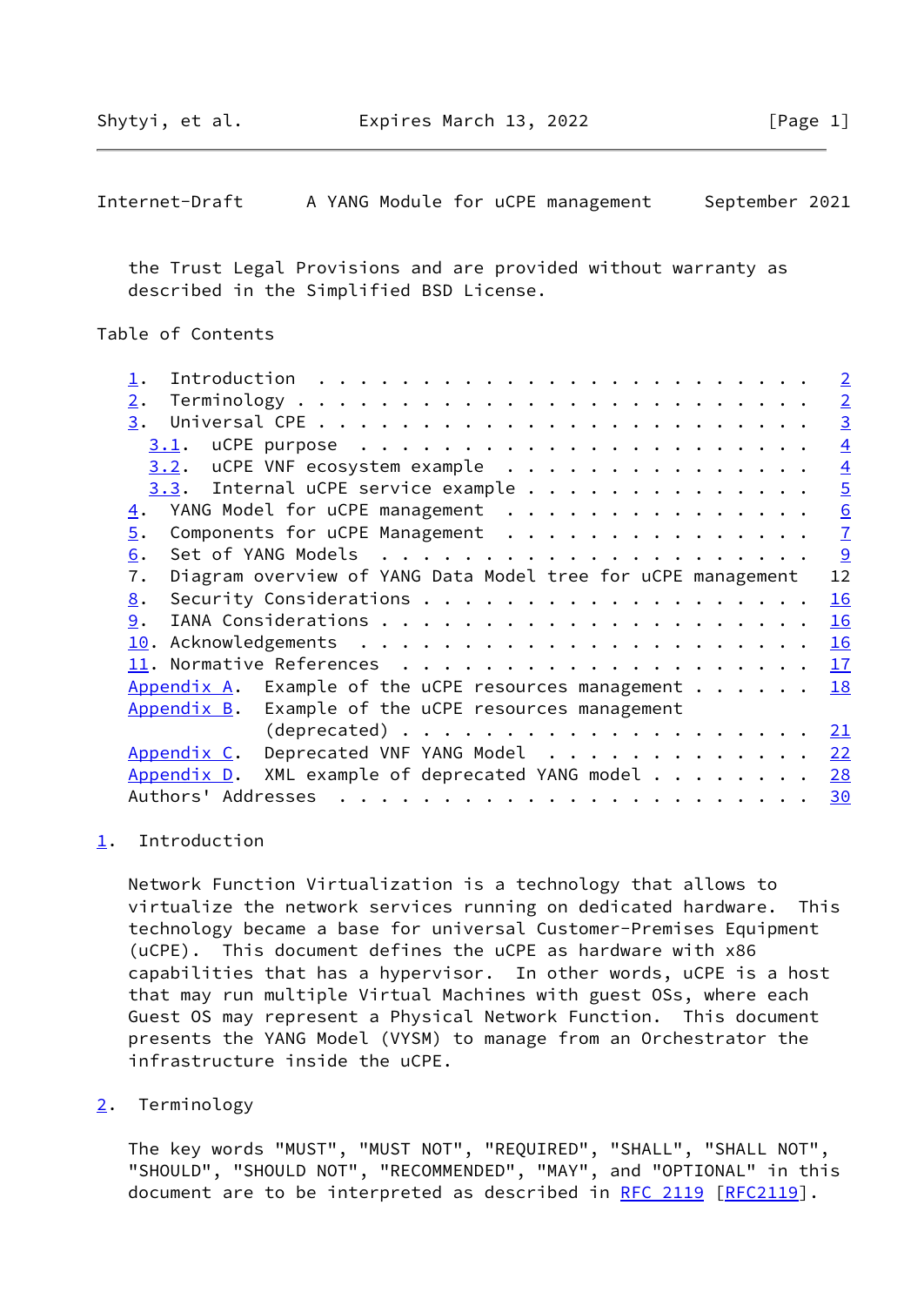the Trust Legal Provisions and are provided without warranty as described in the Simplified BSD License.

Table of Contents

1. Introduction . . . . . . . . . . . . . . . . . . . . . . . . 2
2. Terminology . . . . . . . . . . . . . . . . . . . . . . . . 2
3. Universal CPE . . . . . . . . . . . . . . . . . . . . . . . 3
   3.1. uCPE purpose . . . . . . . . . . . . . . . . . . . . . 4
   3.2. uCPE VNF ecosystem example . . . . . . . . . . . . . . 4
   3.3. Internal uCPE service example . . . . . . . . . . . . . 5
4. YANG Model for uCPE management . . . . . . . . . . . . . . . 6
5. Components for uCPE Management . . . . . . . . . . . . . . . 7
6. Set of YANG Models . . . . . . . . . . . . . . . . . . . . . 9
7. Diagram overview of YANG Data Model tree for uCPE management 12
8. Security Considerations . . . . . . . . . . . . . . . . . . 16
9. IANA Considerations . . . . . . . . . . . . . . . . . . . . 16
10. Acknowledgements . . . . . . . . . . . . . . . . . . . . . 16
11. Normative References . . . . . . . . . . . . . . . . . . . 17
Appendix A. Example of the uCPE resources management . . . . . . 18
Appendix B. Example of the uCPE resources management (deprecated) . . . . . . . . . . . . . . . . . . . . . . 21
Appendix C. Deprecated VNF YANG Model . . . . . . . . . . . . . 22
Appendix D. XML example of deprecated YANG model . . . . . . . . 28
Authors' Addresses . . . . . . . . . . . . . . . . . . . . . . . 30

## 1. Introduction

Network Function Virtualization is a technology that allows to virtualize the network services running on dedicated hardware. This technology became a base for universal Customer-Premises Equipment (uCPE). This document defines the uCPE as hardware with x86 capabilities that has a hypervisor. In other words, uCPE is a host that may run multiple Virtual Machines with guest OSs, where each Guest OS may represent a Physical Network Function. This document presents the YANG Model (VYSM) to manage from an Orchestrator the infrastructure inside the uCPE.

## 2. Terminology

The key words "MUST", "MUST NOT", "REQUIRED", "SHALL", "SHALL NOT", "SHOULD", "SHOULD NOT", "RECOMMENDED", "MAY", and "OPTIONAL" in this document are to be interpreted as described in RFC 2119 [RFC2119].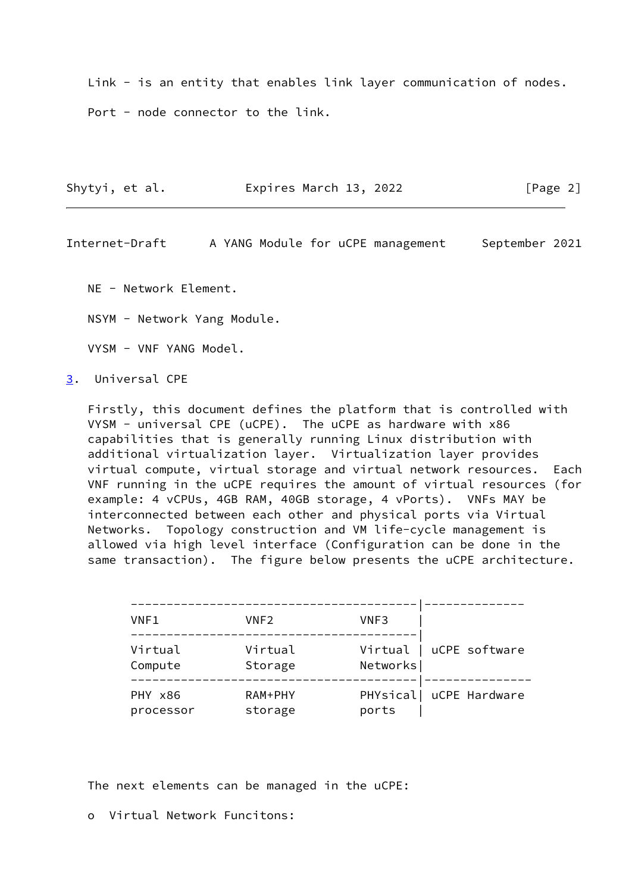Link - is an entity that enables link layer communication of nodes.

Port - node connector to the link.

NE - Network Element.

NSYM - Network Yang Module.

VYSM - VNF YANG Model.

## 3. Universal CPE

Firstly, this document defines the platform that is controlled with VYSM - universal CPE (uCPE). The uCPE as hardware with x86 capabilities that is generally running Linux distribution with additional virtualization layer. Virtualization layer provides virtual compute, virtual storage and virtual network resources. Each VNF running in the uCPE requires the amount of virtual resources (for example: 4 vCPUs, 4GB RAM, 40GB storage, 4 vPorts). VNFs MAY be interconnected between each other and physical ports via Virtual Networks. Topology construction and VM life-cycle management is allowed via high level interface (Configuration can be done in the same transaction). The figure below presents the uCPE architecture.

```
 ----------------------------------------|--------------
 VNF1            VNF2            VNF3    |
 ----------------------------------------|
 Virtual         Virtual         Virtual | uCPE software
 Compute         Storage         Networks|
 ----------------------------------------|---------------
 PHY x86         RAM+PHY         PHYsical| uCPE Hardware
 processor       storage         ports   |
```

The next elements can be managed in the uCPE:

- Virtual Network Funcitons: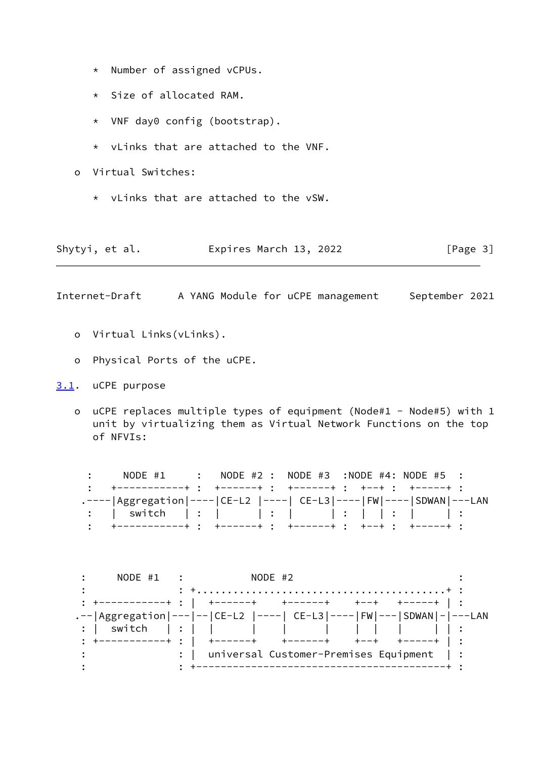* Number of assigned vCPUs.

   * Size of allocated RAM.

   * VNF day0 config (bootstrap).

   * vLinks that are attached to the VNF.

o Virtual Switches:

   * vLinks that are attached to the vSW.

o Virtual Links(vLinks).

o Physical Ports of the uCPE.

## 3.1. uCPE purpose

o uCPE replaces multiple types of equipment (Node#1 - Node#5) with 1 unit by virtualizing them as Virtual Network Functions on the top of NFVIs:

```
 :     NODE #1     :   NODE #2 :  NODE #3  :NODE #4: NODE #5  :
 :   +-----------+ :  +------+ :  +------+ :  +--+ :  +-----+ :
.----|Aggregation|----|CE-L2 |----| CE-L3|----|FW|----|SDWAN|---LAN
 :   |  switch   | :  |      | :  |      | :  |  | :  |     | :
 :   +-----------+ :  +------+ :  +------+ :  +--+ :  +-----+ :


 :     NODE #1   :           NODE #2                          :
 :               : +......................................+ :
 : +-----------+ : |  +------+    +------+    +--+   +-----+ | :
.--|Aggregation|---|--|CE-L2 |----| CE-L3|----|FW|---|SDWAN|-|---LAN
 : |  switch   | : |  |      |    |      |    |  |   |     | | :
 : +-----------+ : |  +------+    +------+    +--+   +-----+ | :
 :               : |  universal Customer-Premises Equipment  | :
 :               : +----------------------------------------+ :
```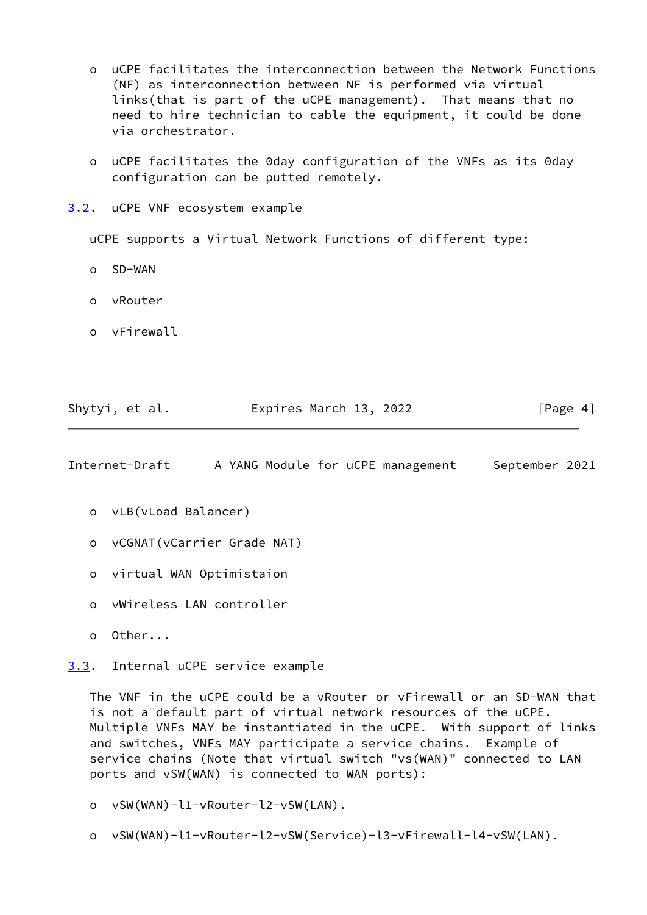- uCPE facilitates the interconnection between the Network Functions (NF) as interconnection between NF is performed via virtual links(that is part of the uCPE management). That means that no need to hire technician to cable the equipment, it could be done via orchestrator.

- uCPE facilitates the 0day configuration of the VNFs as its 0day configuration can be putted remotely.

### 3.2. uCPE VNF ecosystem example

uCPE supports a Virtual Network Functions of different type:

- SD-WAN

- vRouter

- vFirewall

- vLB(vLoad Balancer)

- vCGNAT(vCarrier Grade NAT)

- virtual WAN Optimistaion

- vWireless LAN controller

- Other...

### 3.3. Internal uCPE service example

The VNF in the uCPE could be a vRouter or vFirewall or an SD-WAN that is not a default part of virtual network resources of the uCPE. Multiple VNFs MAY be instantiated in the uCPE. With support of links and switches, VNFs MAY participate a service chains. Example of service chains (Note that virtual switch "vs(WAN)" connected to LAN ports and vSW(WAN) is connected to WAN ports):

- vSW(WAN)-l1-vRouter-l2-vSW(LAN).

- vSW(WAN)-l1-vRouter-l2-vSW(Service)-l3-vFirewall-l4-vSW(LAN).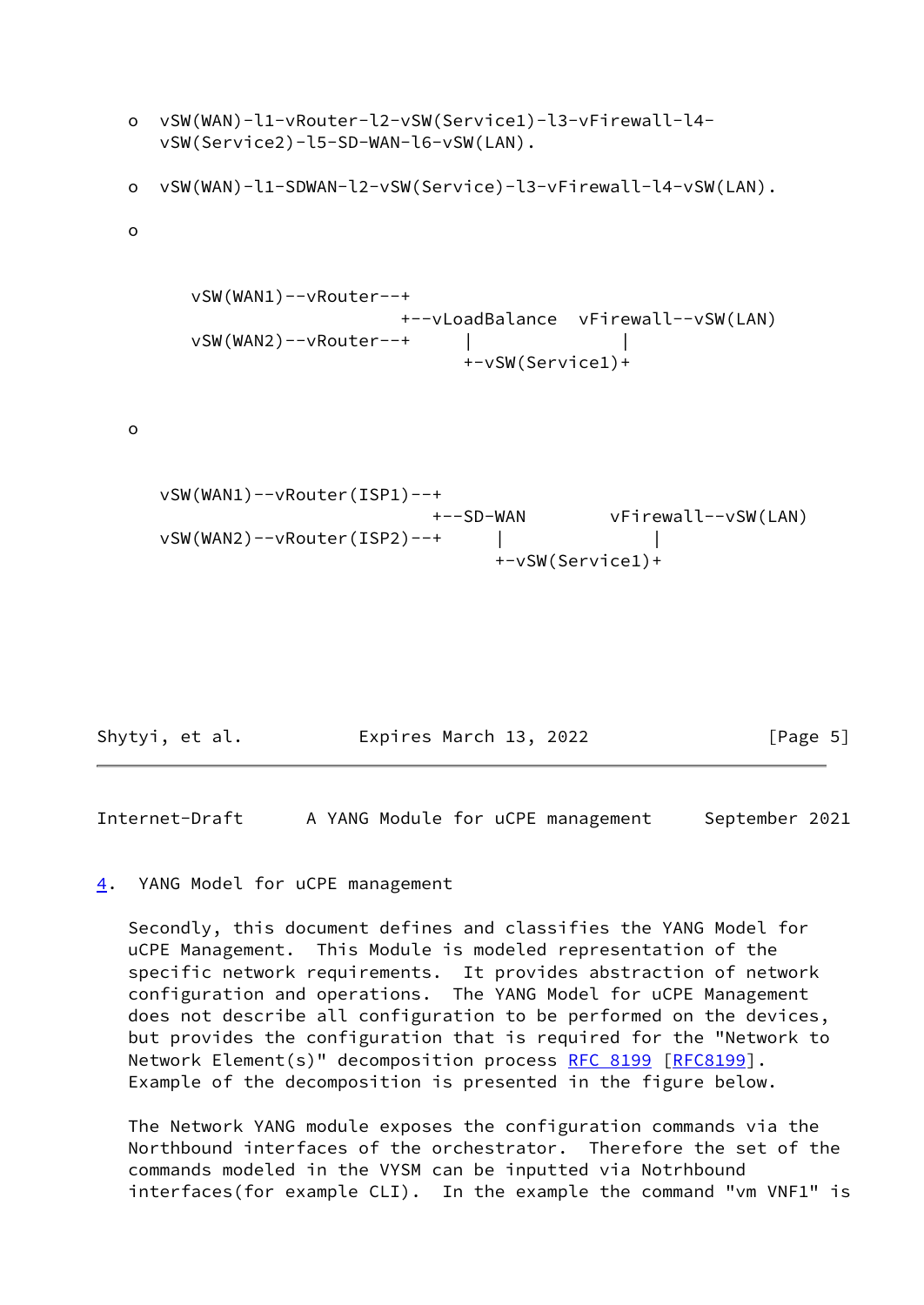- vSW(WAN)-l1-vRouter-l2-vSW(Service1)-l3-vFirewall-l4-vSW(Service2)-l5-SD-WAN-l6-vSW(LAN).

- vSW(WAN)-l1-SDWAN-l2-vSW(Service)-l3-vFirewall-l4-vSW(LAN).

- 

```
     vSW(WAN1)--vRouter--+
                         +--vLoadBalance  vFirewall--vSW(LAN)
     vSW(WAN2)--vRouter--+     |              |
                               +-vSW(Service1)+
```

- 

```
  vSW(WAN1)--vRouter(ISP1)--+
                            +--SD-WAN        vFirewall--vSW(LAN)
  vSW(WAN2)--vRouter(ISP2)--+     |              |
                                  +-vSW(Service1)+
```

## 4. YANG Model for uCPE management

Secondly, this document defines and classifies the YANG Model for uCPE Management. This Module is modeled representation of the specific network requirements. It provides abstraction of network configuration and operations. The YANG Model for uCPE Management does not describe all configuration to be performed on the devices, but provides the configuration that is required for the "Network to Network Element(s)" decomposition process RFC 8199 [RFC8199]. Example of the decomposition is presented in the figure below.

The Network YANG module exposes the configuration commands via the Northbound interfaces of the orchestrator. Therefore the set of the commands modeled in the VYSM can be inputted via Notrhbound interfaces(for example CLI). In the example the command "vm VNF1" is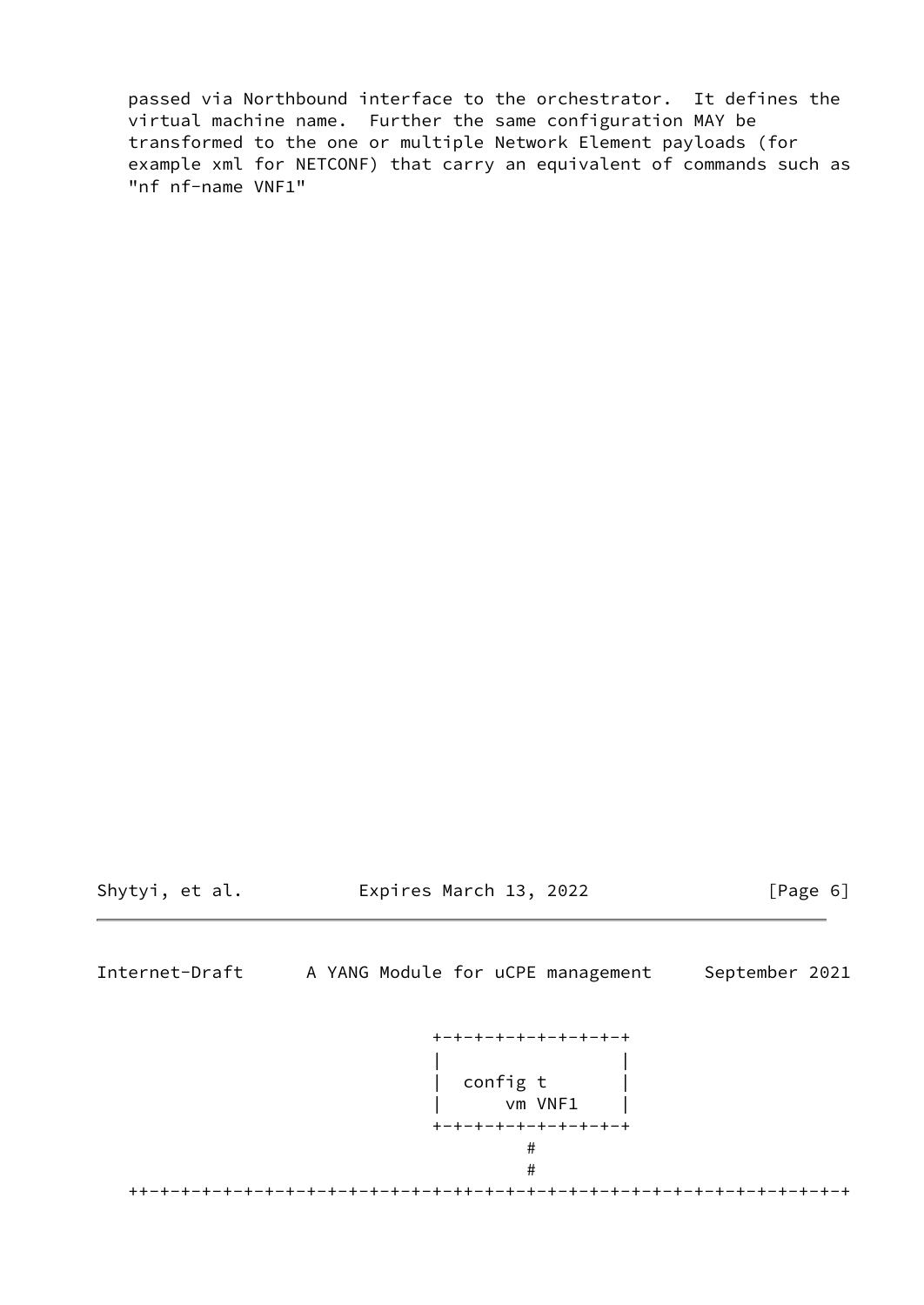passed via Northbound interface to the orchestrator. It defines the virtual machine name. Further the same configuration MAY be transformed to the one or multiple Network Element payloads (for example xml for NETCONF) that carry an equivalent of commands such as "nf nf-name VNF1"

```
                          +-+-+-+-+-+-+-+-+-+
                          |                 |
                          |  config t       |
                          |      vm VNF1    |
                          +-+-+-+-+-+-+-+-+-+
                                  #
                                  #
++-+-+-+-+-+-+-+-+-+-+-+-+-+-+-+-++-+-+-+-+-+-+-+-+-+-+-+-+-+-+-+-+-+-+
```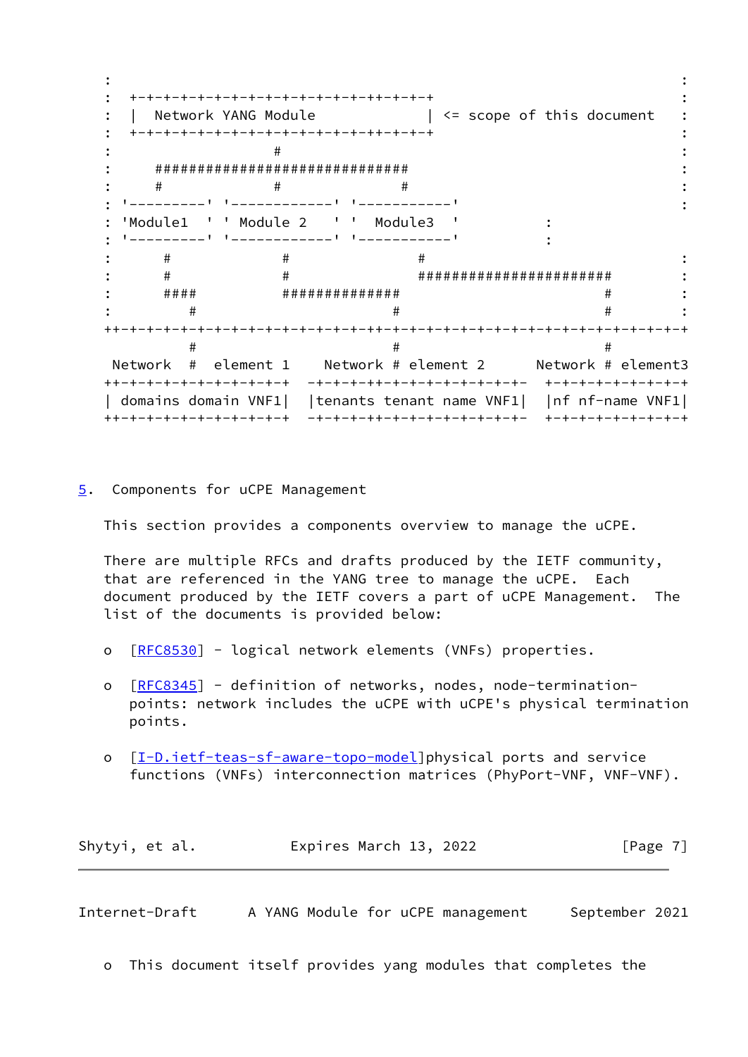```
:                                                                    :
:  +-+-+-+-+-+-+-+-+-+-+-+-+-+-+-+-++-+-+-+                          :
:  |  Network YANG Module              | <= scope of this document   :
:  +-+-+-+-+-+-+-+-+-+-+-+-+-+-+-+-++-+-+-+                          :
:                  #                                                 :
:     ##############################                                 :
:     #            #              #                                  :
: '---------' '------------' '-----------'                           :
: 'Module1  ' ' Module 2   ' '  Module3  '           :
: '---------' '------------' '-----------'           :
:      #             #               #                               :
:      #             #               #######################         :
:      ####          ##############                        #         :
:         #                        #                       #         :
++-+-+-+-+-+-+-+-+-+-+-+-+-+-+-+-+-++-+-+-+-+-+-+-+-+-+-+-+-+-+-+-+-+-+
          #                        #                         #
 Network  #  element 1    Network # element 2      Network # element3
++-+-+-+-+-+-+-+-+-+-+-+  -+-+-+-+-++-+-+-+-+-+-+-+-+-  +-+-+-+-+-+-+-+-+
| domains domain VNF1|  |tenants tenant name VNF1|  |nf nf-name VNF1|
++-+-+-+-+-+-+-+-+-+-+-+  -+-+-+-+-++-+-+-+-+-+-+-+-+-  +-+-+-+-+-+-+-+-+
```

## 5. Components for uCPE Management

This section provides a components overview to manage the uCPE.

There are multiple RFCs and drafts produced by the IETF community, that are referenced in the YANG tree to manage the uCPE. Each document produced by the IETF covers a part of uCPE Management. The list of the documents is provided below:

- [RFC8530] - logical network elements (VNFs) properties.
- [RFC8345] - definition of networks, nodes, node-termination-points: network includes the uCPE with uCPE's physical termination points.
- [I-D.ietf-teas-sf-aware-topo-model]physical ports and service functions (VNFs) interconnection matrices (PhyPort-VNF, VNF-VNF).
- This document itself provides yang modules that completes the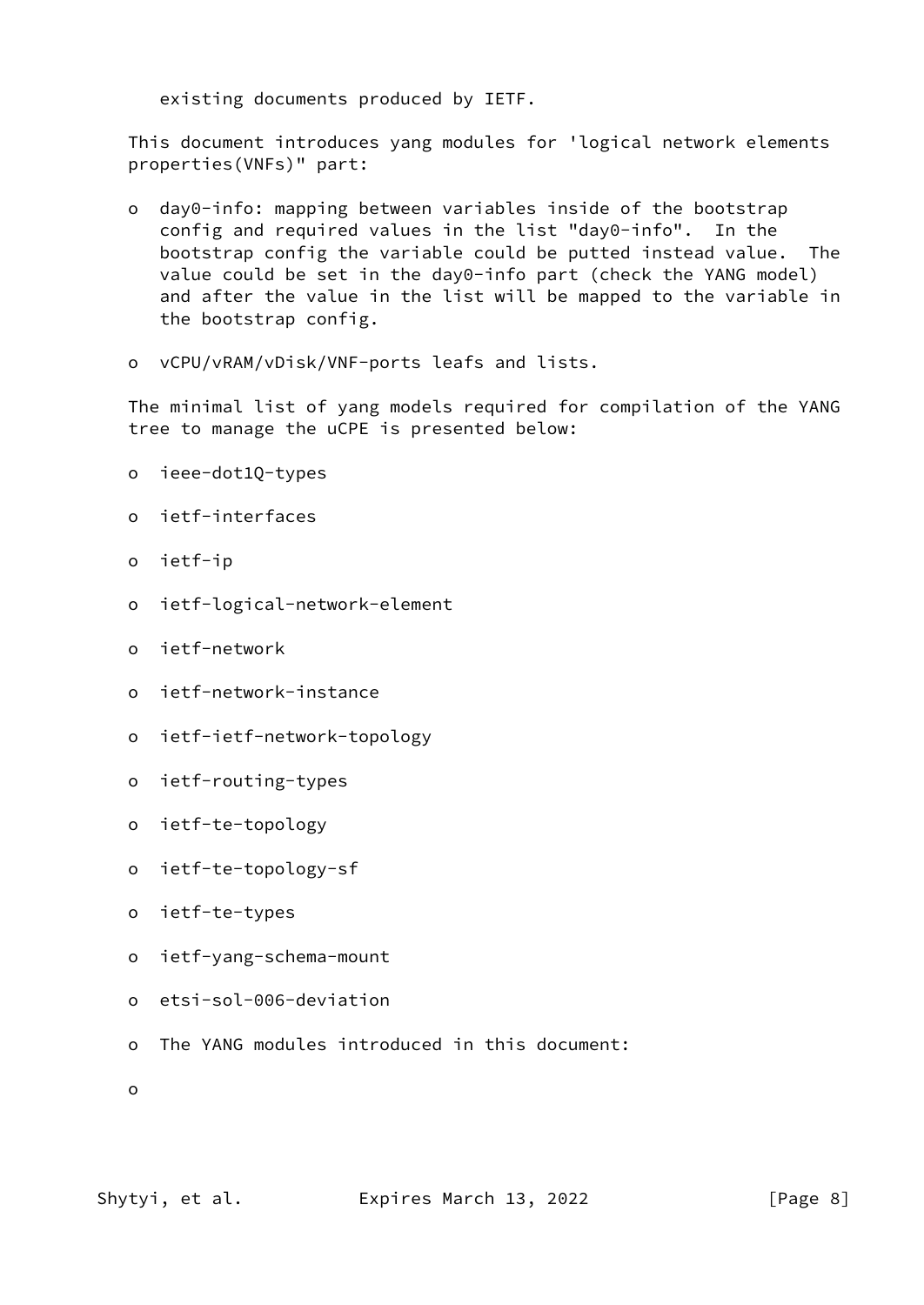existing documents produced by IETF.

This document introduces yang modules for 'logical network elements properties(VNFs)" part:

- day0-info: mapping between variables inside of the bootstrap config and required values in the list "day0-info". In the bootstrap config the variable could be putted instead value. The value could be set in the day0-info part (check the YANG model) and after the value in the list will be mapped to the variable in the bootstrap config.

- vCPU/vRAM/vDisk/VNF-ports leafs and lists.

The minimal list of yang models required for compilation of the YANG tree to manage the uCPE is presented below:

- ieee-dot1Q-types

- ietf-interfaces

- ietf-ip

- ietf-logical-network-element

- ietf-network

- ietf-network-instance

- ietf-ietf-network-topology

- ietf-routing-types

- ietf-te-topology

- ietf-te-topology-sf

- ietf-te-types

- ietf-yang-schema-mount

- etsi-sol-006-deviation

- The YANG modules introduced in this document:

-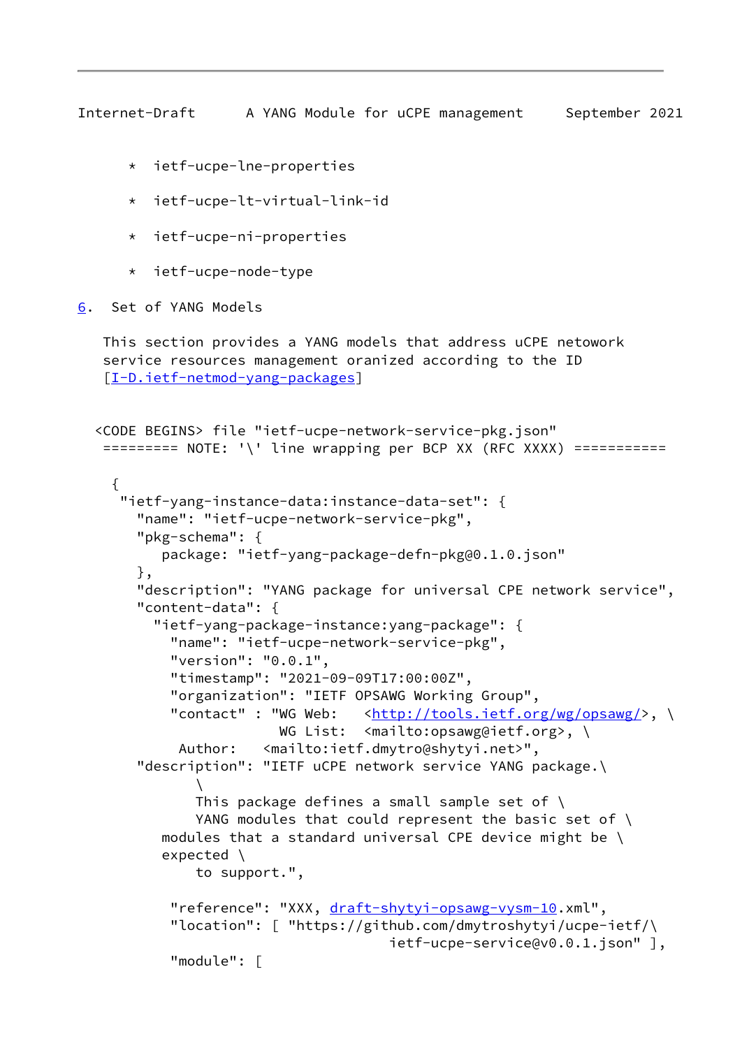* ietf-ucpe-lne-properties

* ietf-ucpe-lt-virtual-link-id

* ietf-ucpe-ni-properties

* ietf-ucpe-node-type

## 6. Set of YANG Models

This section provides a YANG models that address uCPE netowork service resources management oranized according to the ID [I-D.ietf-netmod-yang-packages]

```
<CODE BEGINS> file "ietf-ucpe-network-service-pkg.json"
 ========= NOTE: '\' line wrapping per BCP XX (RFC XXXX) ===========

  {
   "ietf-yang-instance-data:instance-data-set": {
     "name": "ietf-ucpe-network-service-pkg",
     "pkg-schema": {
        package: "ietf-yang-package-defn-pkg@0.1.0.json"
     },
     "description": "YANG package for universal CPE network service",
     "content-data": {
       "ietf-yang-package-instance:yang-package": {
         "name": "ietf-ucpe-network-service-pkg",
         "version": "0.0.1",
         "timestamp": "2021-09-09T17:00:00Z",
         "organization": "IETF OPSAWG Working Group",
         "contact" : "WG Web:   <http://tools.ietf.org/wg/opsawg/>, \
                     WG List:  <mailto:opsawg@ietf.org>, \
          Author:   <mailto:ietf.dmytro@shytyi.net>",
     "description": "IETF uCPE network service YANG package.\
           \
           This package defines a small sample set of \
           YANG modules that could represent the basic set of \
        modules that a standard universal CPE device might be \
        expected \
           to support.",

         "reference": "XXX, draft-shytyi-opsawg-vysm-10.xml",
         "location": [ "https://github.com/dmytroshytyi/ucpe-ietf/\
                           ietf-ucpe-service@v0.0.1.json" ],
         "module": [
```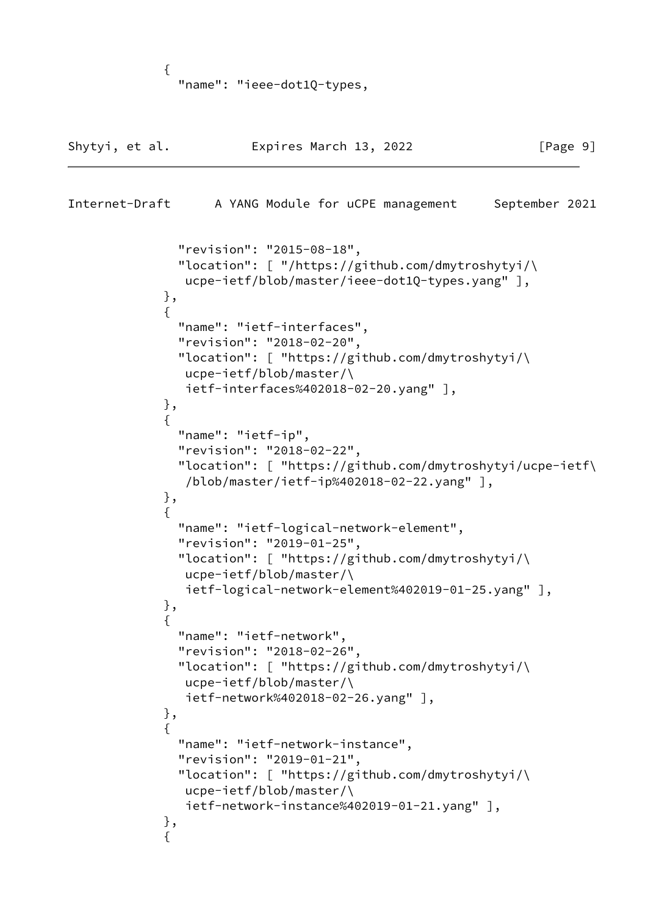```
           {
             "name": "ieee-dot1Q-types,
```

```
             "revision": "2015-08-18",
             "location": [ "/https://github.com/dmytroshytyi/\
              ucpe-ietf/blob/master/ieee-dot1Q-types.yang" ],
           },
           {
             "name": "ietf-interfaces",
             "revision": "2018-02-20",
             "location": [ "https://github.com/dmytroshytyi/\
              ucpe-ietf/blob/master/\
              ietf-interfaces%402018-02-20.yang" ],
           },
           {
             "name": "ietf-ip",
             "revision": "2018-02-22",
             "location": [ "https://github.com/dmytroshytyi/ucpe-ietf\
              /blob/master/ietf-ip%402018-02-22.yang" ],
           },
           {
             "name": "ietf-logical-network-element",
             "revision": "2019-01-25",
             "location": [ "https://github.com/dmytroshytyi/\
              ucpe-ietf/blob/master/\
              ietf-logical-network-element%402019-01-25.yang" ],
           },
           {
             "name": "ietf-network",
             "revision": "2018-02-26",
             "location": [ "https://github.com/dmytroshytyi/\
              ucpe-ietf/blob/master/\
              ietf-network%402018-02-26.yang" ],
           },
           {
             "name": "ietf-network-instance",
             "revision": "2019-01-21",
             "location": [ "https://github.com/dmytroshytyi/\
              ucpe-ietf/blob/master/\
              ietf-network-instance%402019-01-21.yang" ],
           },
           {
```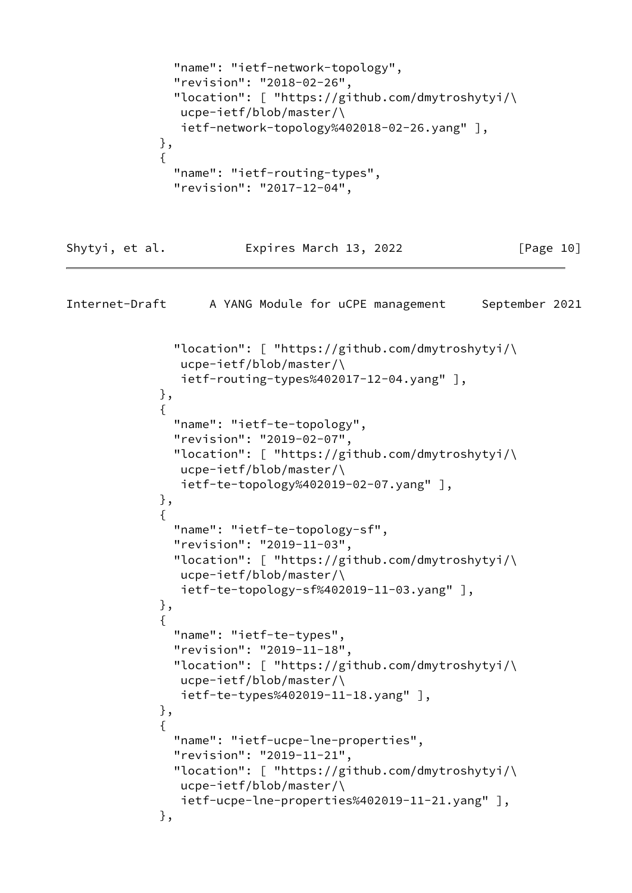```
            "name": "ietf-network-topology",
            "revision": "2018-02-26",
            "location": [ "https://github.com/dmytroshytyi/\
             ucpe-ietf/blob/master/\
             ietf-network-topology%402018-02-26.yang" ],
          },
          {
            "name": "ietf-routing-types",
            "revision": "2017-12-04",
            "location": [ "https://github.com/dmytroshytyi/\
             ucpe-ietf/blob/master/\
             ietf-routing-types%402017-12-04.yang" ],
          },
          {
            "name": "ietf-te-topology",
            "revision": "2019-02-07",
            "location": [ "https://github.com/dmytroshytyi/\
             ucpe-ietf/blob/master/\
             ietf-te-topology%402019-02-07.yang" ],
          },
          {
            "name": "ietf-te-topology-sf",
            "revision": "2019-11-03",
            "location": [ "https://github.com/dmytroshytyi/\
             ucpe-ietf/blob/master/\
             ietf-te-topology-sf%402019-11-03.yang" ],
          },
          {
            "name": "ietf-te-types",
            "revision": "2019-11-18",
            "location": [ "https://github.com/dmytroshytyi/\
             ucpe-ietf/blob/master/\
             ietf-te-types%402019-11-18.yang" ],
          },
          {
            "name": "ietf-ucpe-lne-properties",
            "revision": "2019-11-21",
            "location": [ "https://github.com/dmytroshytyi/\
             ucpe-ietf/blob/master/\
             ietf-ucpe-lne-properties%402019-11-21.yang" ],
          },
```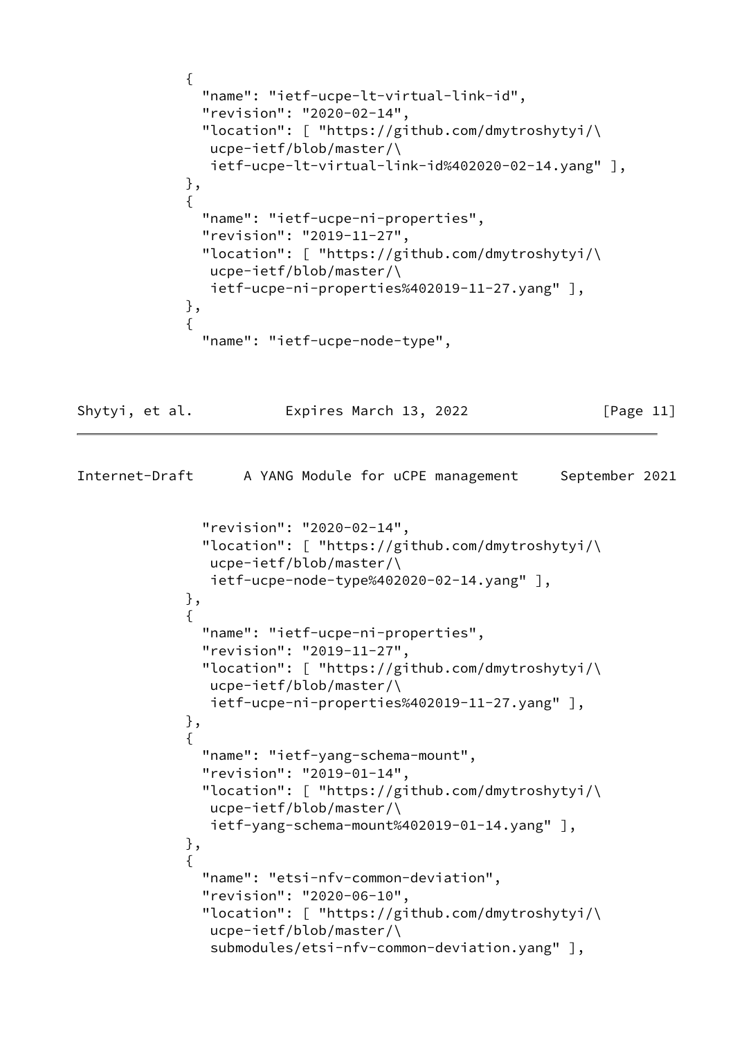```
           {
             "name": "ietf-ucpe-lt-virtual-link-id",
             "revision": "2020-02-14",
             "location": [ "https://github.com/dmytroshytyi/\
              ucpe-ietf/blob/master/\
              ietf-ucpe-lt-virtual-link-id%402020-02-14.yang" ],
           },
           {
             "name": "ietf-ucpe-ni-properties",
             "revision": "2019-11-27",
             "location": [ "https://github.com/dmytroshytyi/\
              ucpe-ietf/blob/master/\
              ietf-ucpe-ni-properties%402019-11-27.yang" ],
           },
           {
             "name": "ietf-ucpe-node-type",
             "revision": "2020-02-14",
             "location": [ "https://github.com/dmytroshytyi/\
              ucpe-ietf/blob/master/\
              ietf-ucpe-node-type%402020-02-14.yang" ],
           },
           {
             "name": "ietf-ucpe-ni-properties",
             "revision": "2019-11-27",
             "location": [ "https://github.com/dmytroshytyi/\
              ucpe-ietf/blob/master/\
              ietf-ucpe-ni-properties%402019-11-27.yang" ],
           },
           {
             "name": "ietf-yang-schema-mount",
             "revision": "2019-01-14",
             "location": [ "https://github.com/dmytroshytyi/\
              ucpe-ietf/blob/master/\
              ietf-yang-schema-mount%402019-01-14.yang" ],
           },
           {
             "name": "etsi-nfv-common-deviation",
             "revision": "2020-06-10",
             "location": [ "https://github.com/dmytroshytyi/\
              ucpe-ietf/blob/master/\
              submodules/etsi-nfv-common-deviation.yang" ],
```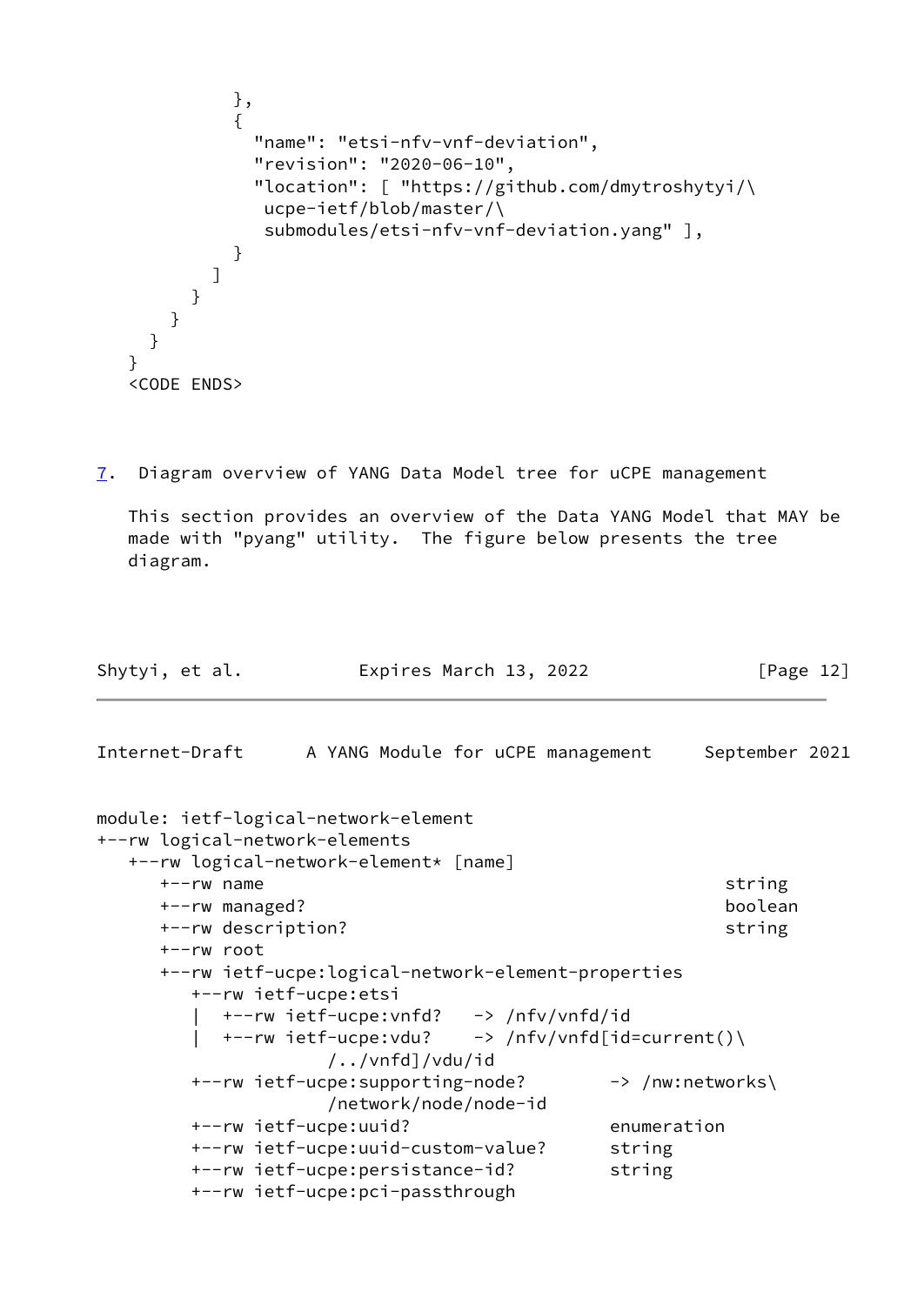```
            },
            {
              "name": "etsi-nfv-vnf-deviation",
              "revision": "2020-06-10",
              "location": [ "https://github.com/dmytroshytyi/\
               ucpe-ietf/blob/master/\
               submodules/etsi-nfv-vnf-deviation.yang" ],
            }
          ]
        }
      }
    }
  }
  <CODE ENDS>
```

## 7. Diagram overview of YANG Data Model tree for uCPE management

This section provides an overview of the Data YANG Model that MAY be made with "pyang" utility. The figure below presents the tree diagram.

```
module: ietf-logical-network-element
+--rw logical-network-elements
   +--rw logical-network-element* [name]
      +--rw name                                               string
      +--rw managed?                                           boolean
      +--rw description?                                       string
      +--rw root
      +--rw ietf-ucpe:logical-network-element-properties
         +--rw ietf-ucpe:etsi
         |  +--rw ietf-ucpe:vnfd?   -> /nfv/vnfd/id
         |  +--rw ietf-ucpe:vdu?    -> /nfv/vnfd[id=current()\
                     /../vnfd]/vdu/id
         +--rw ietf-ucpe:supporting-node?        -> /nw:networks\
                     /network/node/node-id
         +--rw ietf-ucpe:uuid?                   enumeration
         +--rw ietf-ucpe:uuid-custom-value?      string
         +--rw ietf-ucpe:persistance-id?         string
         +--rw ietf-ucpe:pci-passthrough
```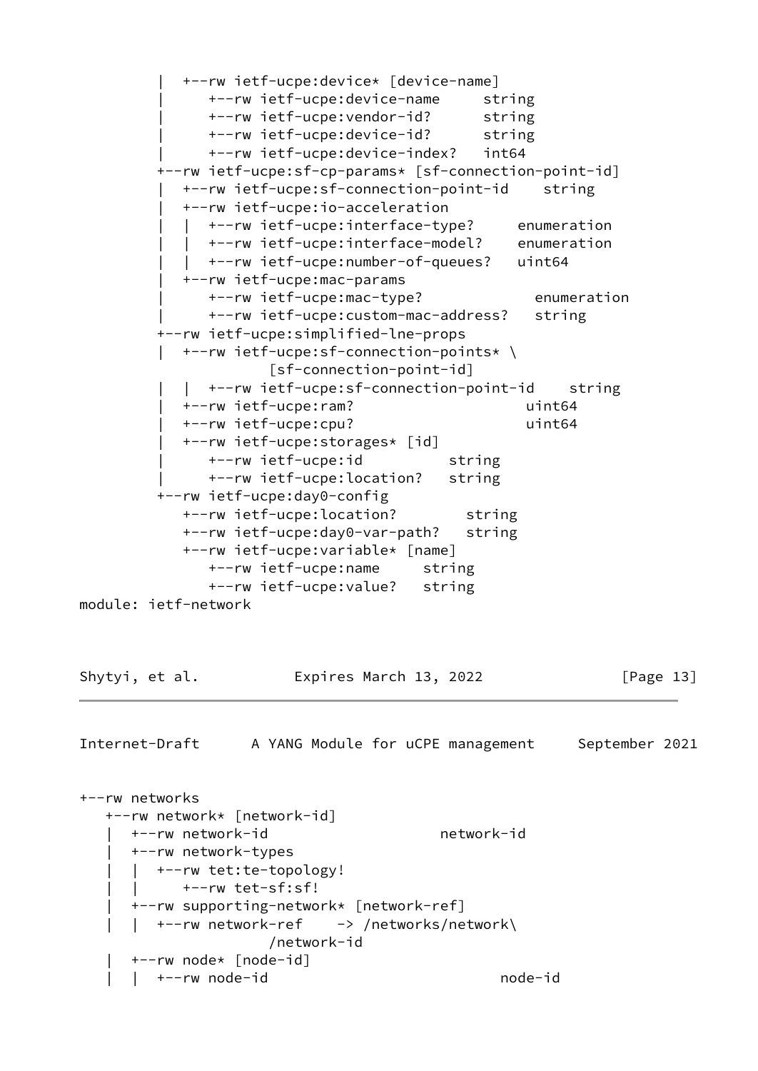```
         |  +--rw ietf-ucpe:device* [device-name]
         |     +--rw ietf-ucpe:device-name     string
         |     +--rw ietf-ucpe:vendor-id?      string
         |     +--rw ietf-ucpe:device-id?      string
         |     +--rw ietf-ucpe:device-index?   int64
         +--rw ietf-ucpe:sf-cp-params* [sf-connection-point-id]
         |  +--rw ietf-ucpe:sf-connection-point-id    string
         |  +--rw ietf-ucpe:io-acceleration
         |  |  +--rw ietf-ucpe:interface-type?     enumeration
         |  |  +--rw ietf-ucpe:interface-model?    enumeration
         |  |  +--rw ietf-ucpe:number-of-queues?   uint64
         |  +--rw ietf-ucpe:mac-params
         |     +--rw ietf-ucpe:mac-type?             enumeration
         |     +--rw ietf-ucpe:custom-mac-address?   string
         +--rw ietf-ucpe:simplified-lne-props
         |  +--rw ietf-ucpe:sf-connection-points* \
                     [sf-connection-point-id]
         |  |  +--rw ietf-ucpe:sf-connection-point-id    string
         |  +--rw ietf-ucpe:ram?                    uint64
         |  +--rw ietf-ucpe:cpu?                    uint64
         |  +--rw ietf-ucpe:storages* [id]
         |     +--rw ietf-ucpe:id          string
         |     +--rw ietf-ucpe:location?   string
         +--rw ietf-ucpe:day0-config
            +--rw ietf-ucpe:location?        string
            +--rw ietf-ucpe:day0-var-path?   string
            +--rw ietf-ucpe:variable* [name]
               +--rw ietf-ucpe:name     string
               +--rw ietf-ucpe:value?   string
module: ietf-network
```

```
+--rw networks
   +--rw network* [network-id]
   |  +--rw network-id                   network-id
   |  +--rw network-types
   |  |  +--rw tet:te-topology!
   |  |     +--rw tet-sf:sf!
   |  +--rw supporting-network* [network-ref]
   |  |  +--rw network-ref    -> /networks/network\
                    /network-id
   |  +--rw node* [node-id]
   |  |  +--rw node-id                          node-id
```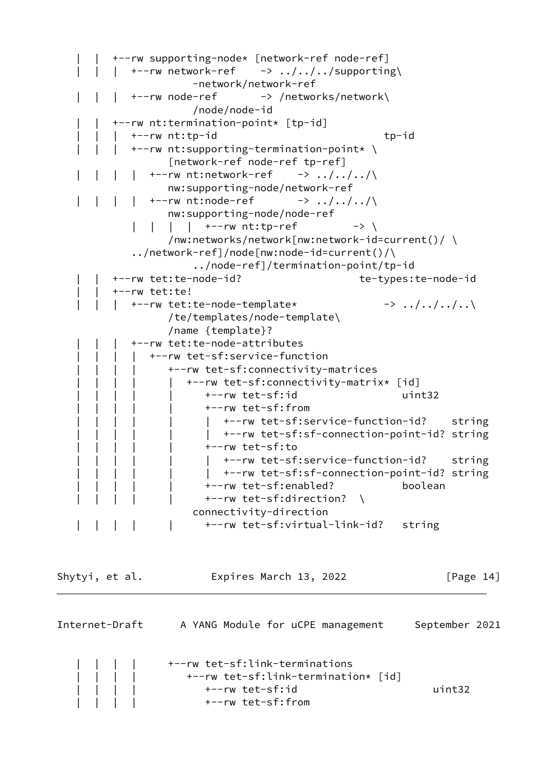```
   |  |  +--rw supporting-node* [network-ref node-ref]
   |  |  |  +--rw network-ref    -> ../../../supporting\
                   -network/network-ref
   |  |  |  +--rw node-ref       -> /networks/network\
                   /node/node-id
   |  |  +--rw nt:termination-point* [tp-id]
   |  |  |  +--rw nt:tp-id                           tp-id
   |  |  |  +--rw nt:supporting-termination-point* \
               [network-ref node-ref tp-ref]
   |  |  |  |  +--rw nt:network-ref    -> ../../../\
               nw:supporting-node/network-ref
   |  |  |  |  +--rw nt:node-ref       -> ../../../\
               nw:supporting-node/node-ref
         |  |  |  |  +--rw nt:tp-ref         -> \
               /nw:networks/network[nw:network-id=current()/ \
         ../network-ref]/node[nw:node-id=current()/\
                   ../node-ref]/termination-point/tp-id
   |  |  +--rw tet:te-node-id?                 te-types:te-node-id
   |  |  +--rw tet:te!
   |  |  |  +--rw tet:te-node-template*             -> ../../../..\
               /te/templates/node-template\
               /name {template}?
   |  |  |  +--rw tet:te-node-attributes
   |  |  |  |  +--rw tet-sf:service-function
   |  |  |  |     +--rw tet-sf:connectivity-matrices
   |  |  |  |     |  +--rw tet-sf:connectivity-matrix* [id]
   |  |  |  |     |     +--rw tet-sf:id                 uint32
   |  |  |  |     |     +--rw tet-sf:from
   |  |  |  |     |     |  +--rw tet-sf:service-function-id?    string
   |  |  |  |     |     |  +--rw tet-sf:sf-connection-point-id? string
   |  |  |  |     |     +--rw tet-sf:to
   |  |  |  |     |     |  +--rw tet-sf:service-function-id?    string
   |  |  |  |     |     |  +--rw tet-sf:sf-connection-point-id? string
   |  |  |  |     |     +--rw tet-sf:enabled?           boolean
   |  |  |  |     |     +--rw tet-sf:direction?  \
                   connectivity-direction
   |  |  |  |     |     +--rw tet-sf:virtual-link-id?   string
```

```
   |  |  |  |     +--rw tet-sf:link-terminations
   |  |  |  |        +--rw tet-sf:link-termination* [id]
   |  |  |  |           +--rw tet-sf:id                      uint32
   |  |  |  |           +--rw tet-sf:from
```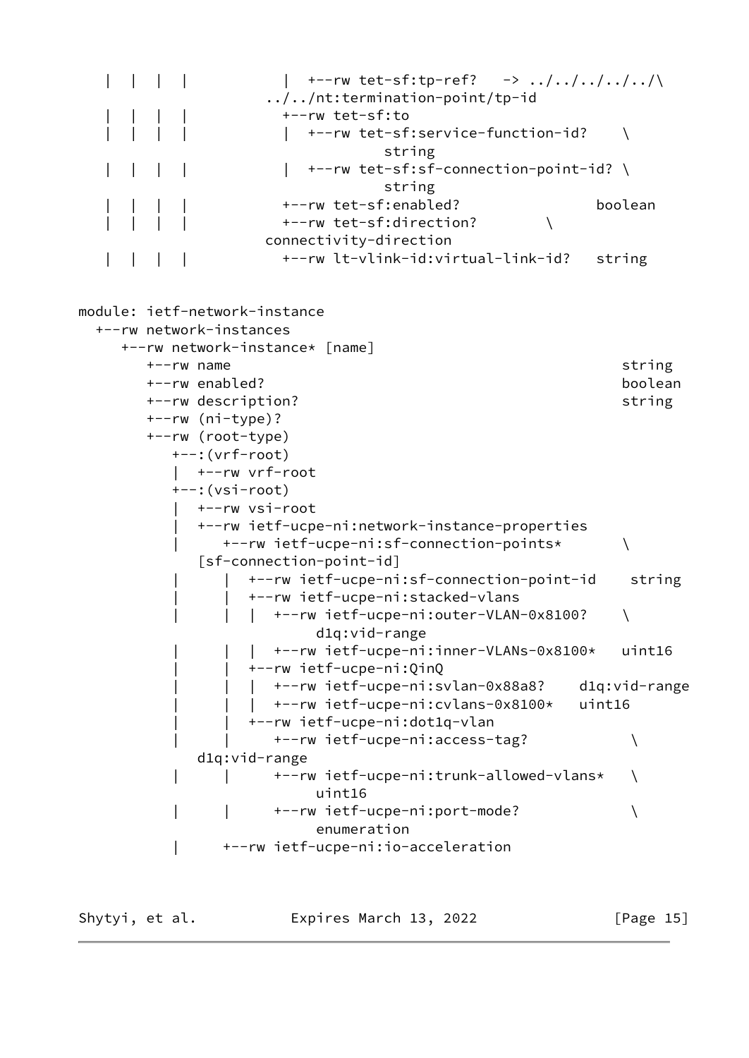```
   |  |  |  |           |  +--rw tet-sf:tp-ref?   -> ../../../../../\
                      ../../nt:termination-point/tp-id
   |  |  |  |           +--rw tet-sf:to
   |  |  |  |           |  +--rw tet-sf:service-function-id?    \
                                 string
   |  |  |  |           |  +--rw tet-sf:sf-connection-point-id? \
                                 string
   |  |  |  |           +--rw tet-sf:enabled?                boolean
   |  |  |  |           +--rw tet-sf:direction?        \
                      connectivity-direction
   |  |  |  |           +--rw lt-vlink-id:virtual-link-id?   string


module: ietf-network-instance
  +--rw network-instances
     +--rw network-instance* [name]
        +--rw name                                                string
        +--rw enabled?                                            boolean
        +--rw description?                                        string
        +--rw (ni-type)?
        +--rw (root-type)
           +--:(vrf-root)
           |  +--rw vrf-root
           +--:(vsi-root)
           |  +--rw vsi-root
           |  +--rw ietf-ucpe-ni:network-instance-properties
           |     +--rw ietf-ucpe-ni:sf-connection-points*       \
              [sf-connection-point-id]
           |     |  +--rw ietf-ucpe-ni:sf-connection-point-id    string
           |     |  +--rw ietf-ucpe-ni:stacked-vlans
           |     |  |  +--rw ietf-ucpe-ni:outer-VLAN-0x8100?    \
                             d1q:vid-range
           |     |  |  +--rw ietf-ucpe-ni:inner-VLANs-0x8100*   uint16
           |     |  +--rw ietf-ucpe-ni:QinQ
           |     |  |  +--rw ietf-ucpe-ni:svlan-0x88a8?    d1q:vid-range
           |     |  |  +--rw ietf-ucpe-ni:cvlans-0x8100*   uint16
           |     |  +--rw ietf-ucpe-ni:dot1q-vlan
           |     |     +--rw ietf-ucpe-ni:access-tag?            \
              d1q:vid-range
           |     |     +--rw ietf-ucpe-ni:trunk-allowed-vlans*   \
                             uint16
           |     |     +--rw ietf-ucpe-ni:port-mode?             \
                             enumeration
           |     +--rw ietf-ucpe-ni:io-acceleration
```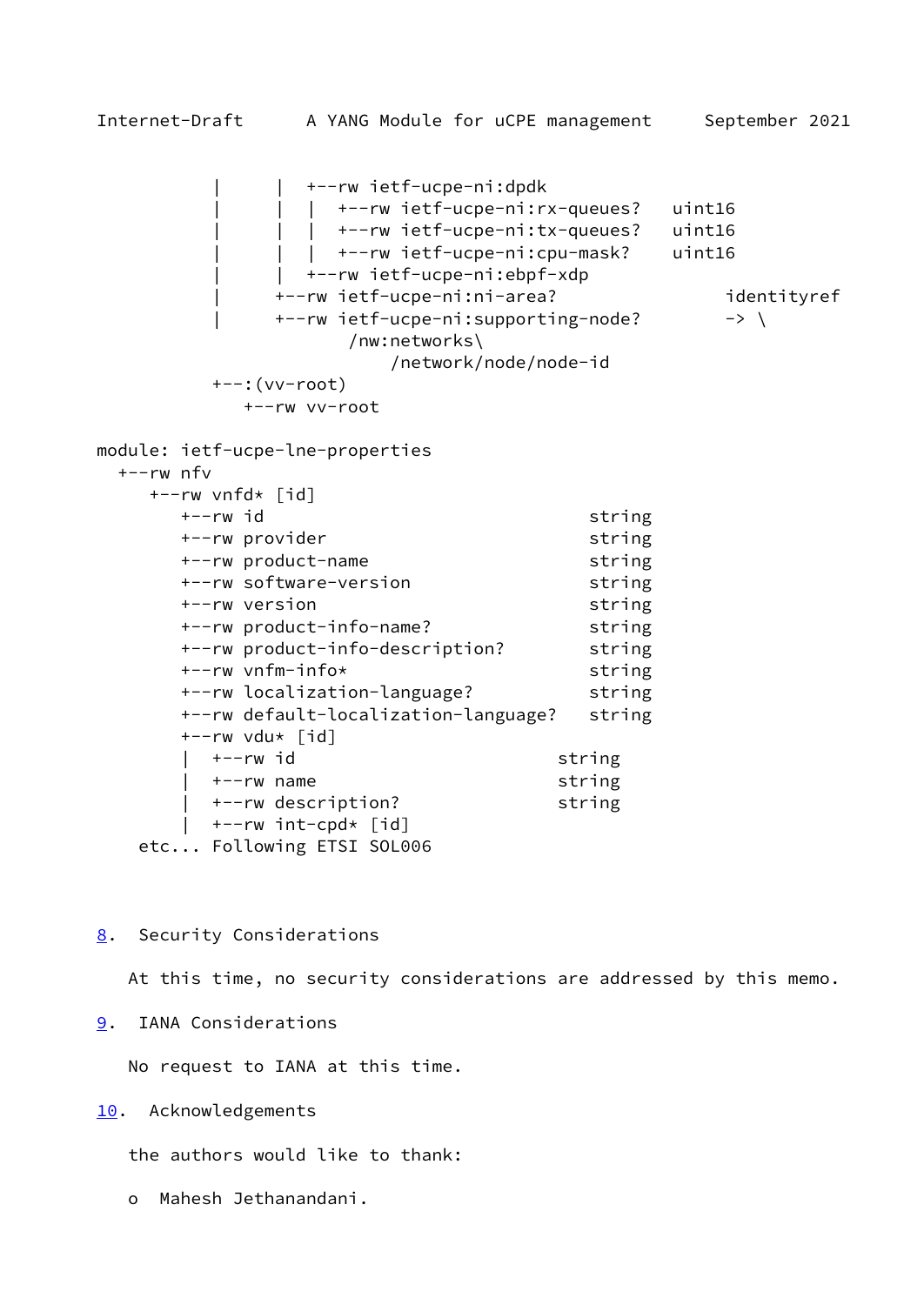```
           |      |  +--rw ietf-ucpe-ni:dpdk
           |      |  |  +--rw ietf-ucpe-ni:rx-queues?   uint16
           |      |  |  +--rw ietf-ucpe-ni:tx-queues?   uint16
           |      |  |  +--rw ietf-ucpe-ni:cpu-mask?    uint16
           |      |  +--rw ietf-ucpe-ni:ebpf-xdp
           |      +--rw ietf-ucpe-ni:ni-area?               identityref
           |      +--rw ietf-ucpe-ni:supporting-node?        -> \
                         /nw:networks\
                             /network/node/node-id
           +--:(vv-root)
              +--rw vv-root

module: ietf-ucpe-lne-properties
  +--rw nfv
     +--rw vnfd* [id]
        +--rw id                             string
        +--rw provider                       string
        +--rw product-name                   string
        +--rw software-version               string
        +--rw version                        string
        +--rw product-info-name?             string
        +--rw product-info-description?      string
        +--rw vnfm-info*                     string
        +--rw localization-language?         string
        +--rw default-localization-language?   string
        +--rw vdu* [id]
        |  +--rw id                       string
        |  +--rw name                     string
        |  +--rw description?             string
        |  +--rw int-cpd* [id]
    etc... Following ETSI SOL006
```

## 8. Security Considerations

At this time, no security considerations are addressed by this memo.

## 9. IANA Considerations

No request to IANA at this time.

## 10. Acknowledgements

the authors would like to thank:

- Mahesh Jethanandani.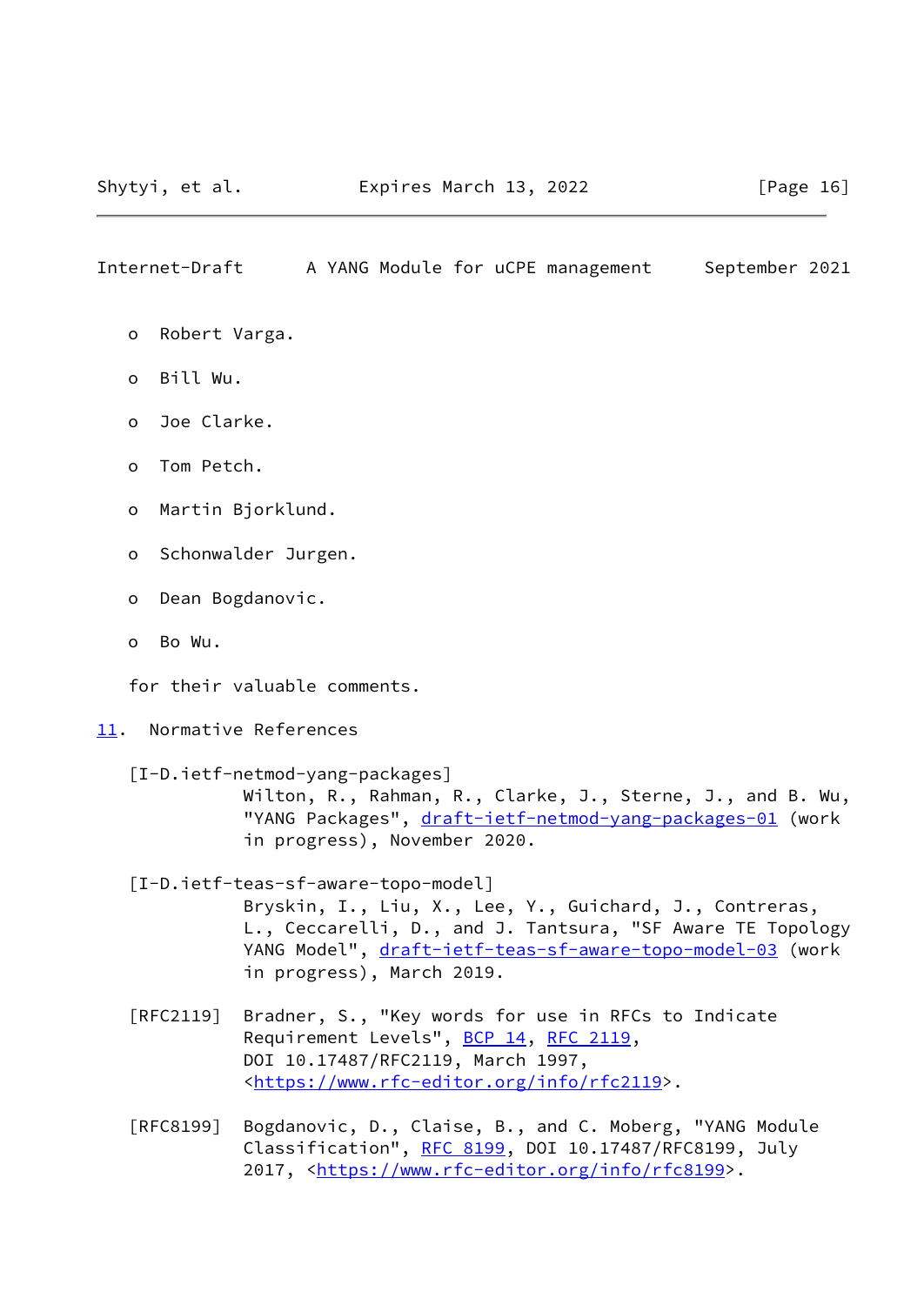- Robert Varga.
- Bill Wu.
- Joe Clarke.
- Tom Petch.
- Martin Bjorklund.
- Schonwalder Jurgen.
- Dean Bogdanovic.
- Bo Wu.

for their valuable comments.

## 11. Normative References

[I-D.ietf-netmod-yang-packages]
Wilton, R., Rahman, R., Clarke, J., Sterne, J., and B. Wu, "YANG Packages", draft-ietf-netmod-yang-packages-01 (work in progress), November 2020.

[I-D.ietf-teas-sf-aware-topo-model]
Bryskin, I., Liu, X., Lee, Y., Guichard, J., Contreras, L., Ceccarelli, D., and J. Tantsura, "SF Aware TE Topology YANG Model", draft-ietf-teas-sf-aware-topo-model-03 (work in progress), March 2019.

[RFC2119] Bradner, S., "Key words for use in RFCs to Indicate Requirement Levels", BCP 14, RFC 2119, DOI 10.17487/RFC2119, March 1997, <https://www.rfc-editor.org/info/rfc2119>.

[RFC8199] Bogdanovic, D., Claise, B., and C. Moberg, "YANG Module Classification", RFC 8199, DOI 10.17487/RFC8199, July 2017, <https://www.rfc-editor.org/info/rfc8199>.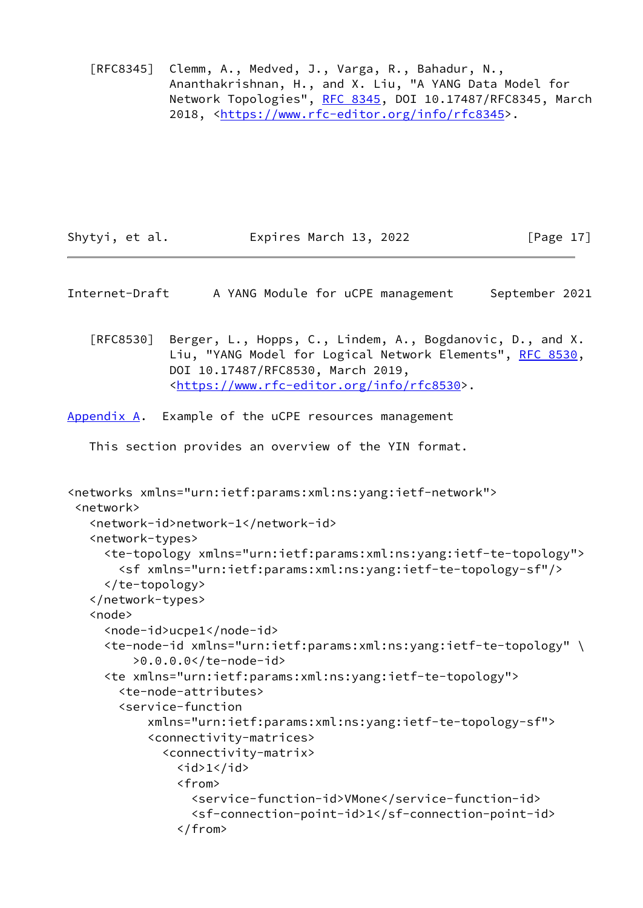[RFC8345] Clemm, A., Medved, J., Varga, R., Bahadur, N., Ananthakrishnan, H., and X. Liu, "A YANG Data Model for Network Topologies", RFC 8345, DOI 10.17487/RFC8345, March 2018, <https://www.rfc-editor.org/info/rfc8345>.

[RFC8530] Berger, L., Hopps, C., Lindem, A., Bogdanovic, D., and X. Liu, "YANG Model for Logical Network Elements", RFC 8530, DOI 10.17487/RFC8530, March 2019, <https://www.rfc-editor.org/info/rfc8530>.

## Appendix A. Example of the uCPE resources management

This section provides an overview of the YIN format.

```
<networks xmlns="urn:ietf:params:xml:ns:yang:ietf-network">
 <network>
   <network-id>network-1</network-id>
   <network-types>
     <te-topology xmlns="urn:ietf:params:xml:ns:yang:ietf-te-topology">
       <sf xmlns="urn:ietf:params:xml:ns:yang:ietf-te-topology-sf"/>
     </te-topology>
   </network-types>
   <node>
     <node-id>ucpe1</node-id>
     <te-node-id xmlns="urn:ietf:params:xml:ns:yang:ietf-te-topology" \
         >0.0.0.0</te-node-id>
     <te xmlns="urn:ietf:params:xml:ns:yang:ietf-te-topology">
       <te-node-attributes>
       <service-function
           xmlns="urn:ietf:params:xml:ns:yang:ietf-te-topology-sf">
           <connectivity-matrices>
             <connectivity-matrix>
               <id>1</id>
               <from>
                 <service-function-id>VMone</service-function-id>
                 <sf-connection-point-id>1</sf-connection-point-id>
               </from>
```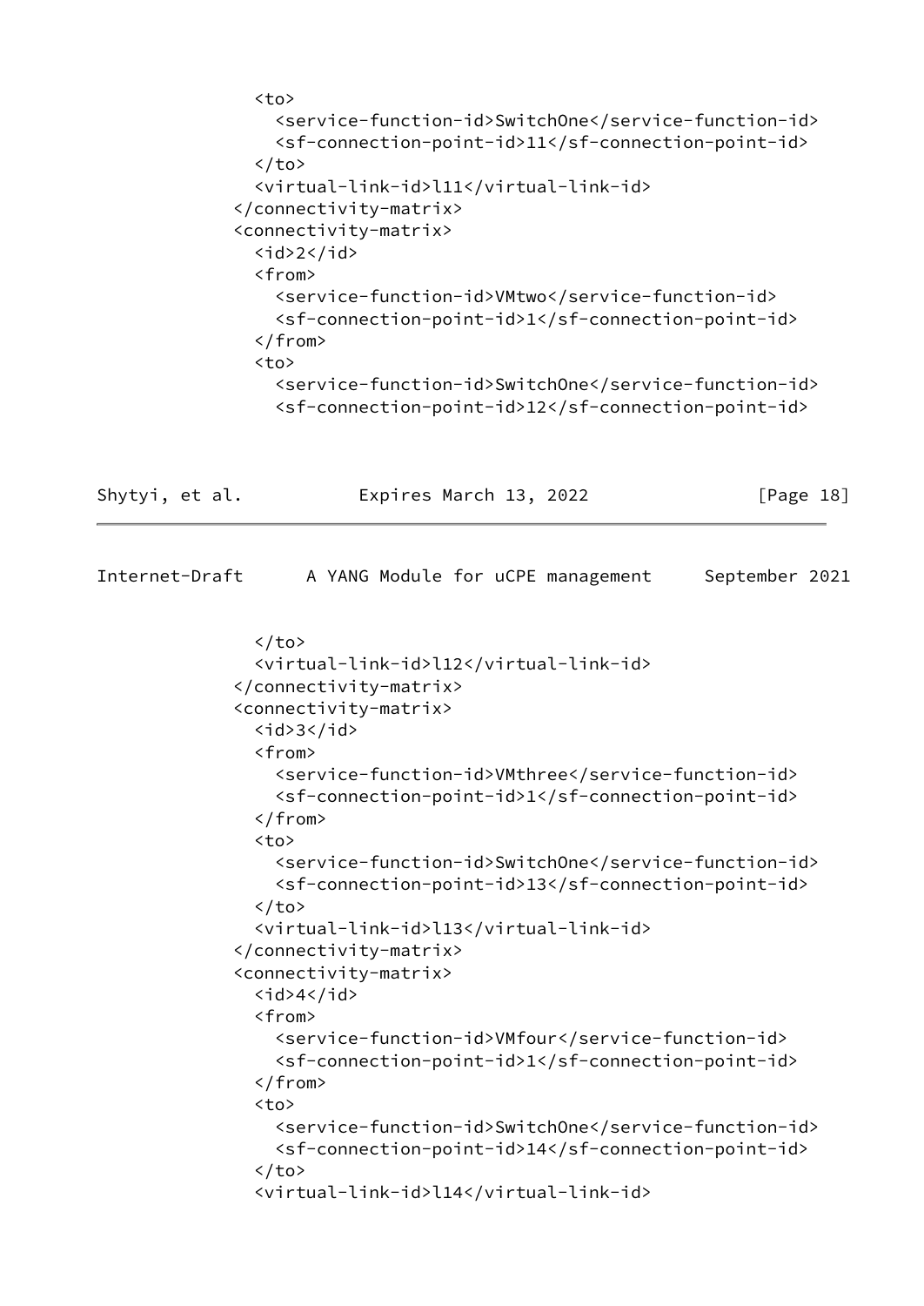```
            <to>
              <service-function-id>SwitchOne</service-function-id>
              <sf-connection-point-id>11</sf-connection-point-id>
            </to>
            <virtual-link-id>l11</virtual-link-id>
          </connectivity-matrix>
          <connectivity-matrix>
            <id>2</id>
            <from>
              <service-function-id>VMtwo</service-function-id>
              <sf-connection-point-id>1</sf-connection-point-id>
            </from>
            <to>
              <service-function-id>SwitchOne</service-function-id>
              <sf-connection-point-id>12</sf-connection-point-id>
            </to>
            <virtual-link-id>l12</virtual-link-id>
          </connectivity-matrix>
          <connectivity-matrix>
            <id>3</id>
            <from>
              <service-function-id>VMthree</service-function-id>
              <sf-connection-point-id>1</sf-connection-point-id>
            </from>
            <to>
              <service-function-id>SwitchOne</service-function-id>
              <sf-connection-point-id>13</sf-connection-point-id>
            </to>
            <virtual-link-id>l13</virtual-link-id>
          </connectivity-matrix>
          <connectivity-matrix>
            <id>4</id>
            <from>
              <service-function-id>VMfour</service-function-id>
              <sf-connection-point-id>1</sf-connection-point-id>
            </from>
            <to>
              <service-function-id>SwitchOne</service-function-id>
              <sf-connection-point-id>14</sf-connection-point-id>
            </to>
            <virtual-link-id>l14</virtual-link-id>
```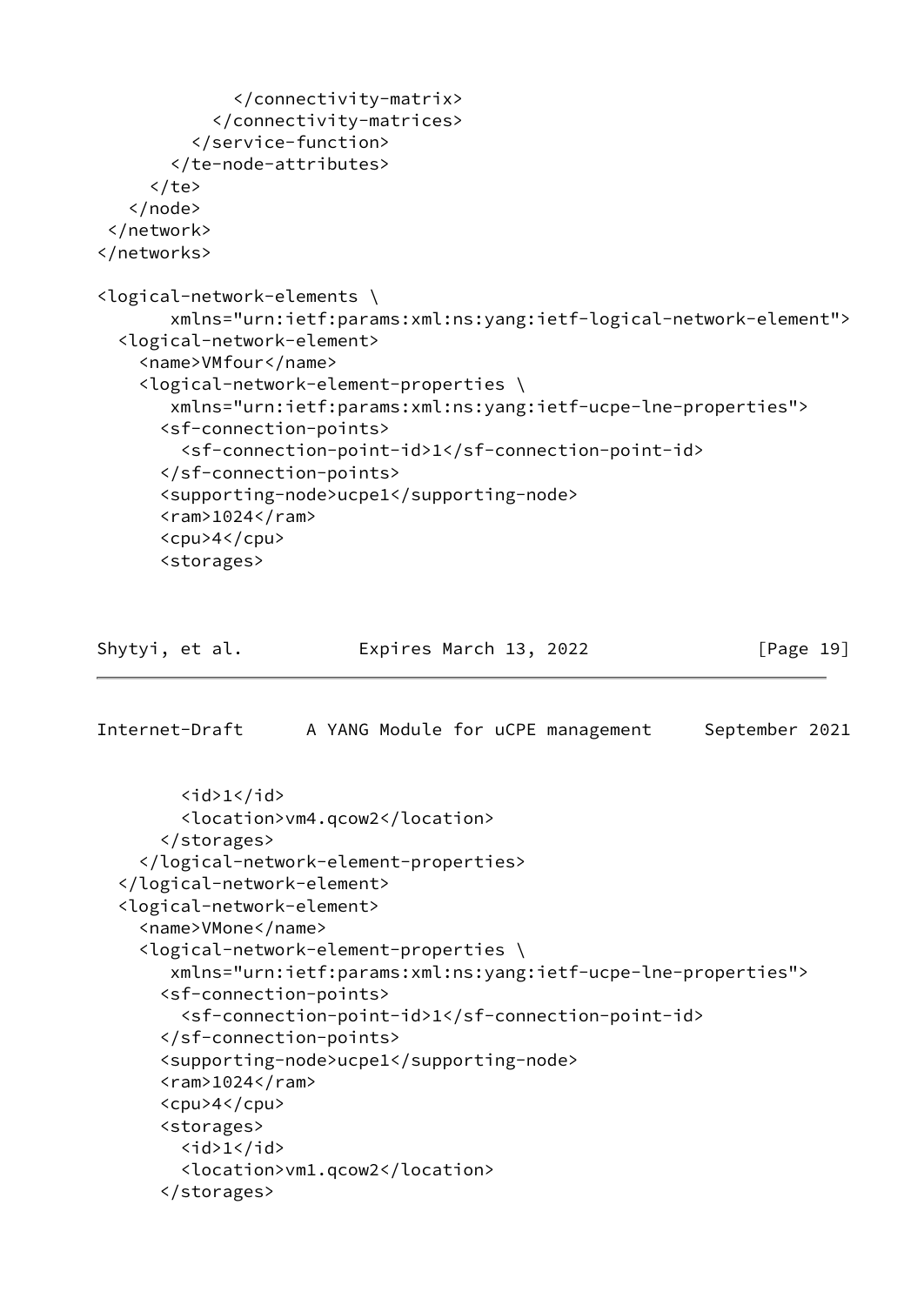```
            </connectivity-matrix>
          </connectivity-matrices>
        </service-function>
      </te-node-attributes>
    </te>
  </node>
 </network>
</networks>

<logical-network-elements \
       xmlns="urn:ietf:params:xml:ns:yang:ietf-logical-network-element">
  <logical-network-element>
    <name>VMfour</name>
    <logical-network-element-properties \
       xmlns="urn:ietf:params:xml:ns:yang:ietf-ucpe-lne-properties">
      <sf-connection-points>
        <sf-connection-point-id>1</sf-connection-point-id>
      </sf-connection-points>
      <supporting-node>ucpe1</supporting-node>
      <ram>1024</ram>
      <cpu>4</cpu>
      <storages>
        <id>1</id>
        <location>vm4.qcow2</location>
      </storages>
    </logical-network-element-properties>
  </logical-network-element>
  <logical-network-element>
    <name>VMone</name>
    <logical-network-element-properties \
       xmlns="urn:ietf:params:xml:ns:yang:ietf-ucpe-lne-properties">
      <sf-connection-points>
        <sf-connection-point-id>1</sf-connection-point-id>
      </sf-connection-points>
      <supporting-node>ucpe1</supporting-node>
      <ram>1024</ram>
      <cpu>4</cpu>
      <storages>
        <id>1</id>
        <location>vm1.qcow2</location>
      </storages>
```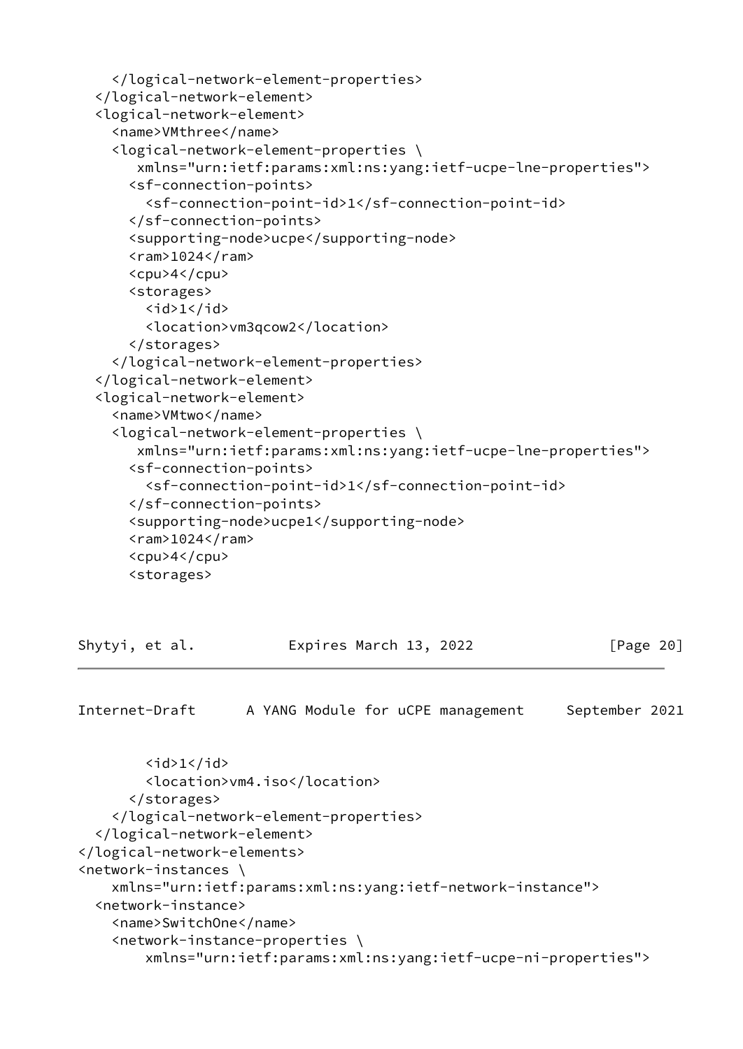```
    </logical-network-element-properties>
  </logical-network-element>
  <logical-network-element>
    <name>VMthree</name>
    <logical-network-element-properties \
       xmlns="urn:ietf:params:xml:ns:yang:ietf-ucpe-lne-properties">
      <sf-connection-points>
        <sf-connection-point-id>1</sf-connection-point-id>
      </sf-connection-points>
      <supporting-node>ucpe</supporting-node>
      <ram>1024</ram>
      <cpu>4</cpu>
      <storages>
        <id>1</id>
        <location>vm3qcow2</location>
      </storages>
    </logical-network-element-properties>
  </logical-network-element>
  <logical-network-element>
    <name>VMtwo</name>
    <logical-network-element-properties \
       xmlns="urn:ietf:params:xml:ns:yang:ietf-ucpe-lne-properties">
      <sf-connection-points>
        <sf-connection-point-id>1</sf-connection-point-id>
      </sf-connection-points>
      <supporting-node>ucpe1</supporting-node>
      <ram>1024</ram>
      <cpu>4</cpu>
      <storages>
        <id>1</id>
        <location>vm4.iso</location>
      </storages>
    </logical-network-element-properties>
  </logical-network-element>
</logical-network-elements>
<network-instances \
    xmlns="urn:ietf:params:xml:ns:yang:ietf-network-instance">
  <network-instance>
    <name>SwitchOne</name>
    <network-instance-properties \
        xmlns="urn:ietf:params:xml:ns:yang:ietf-ucpe-ni-properties">
```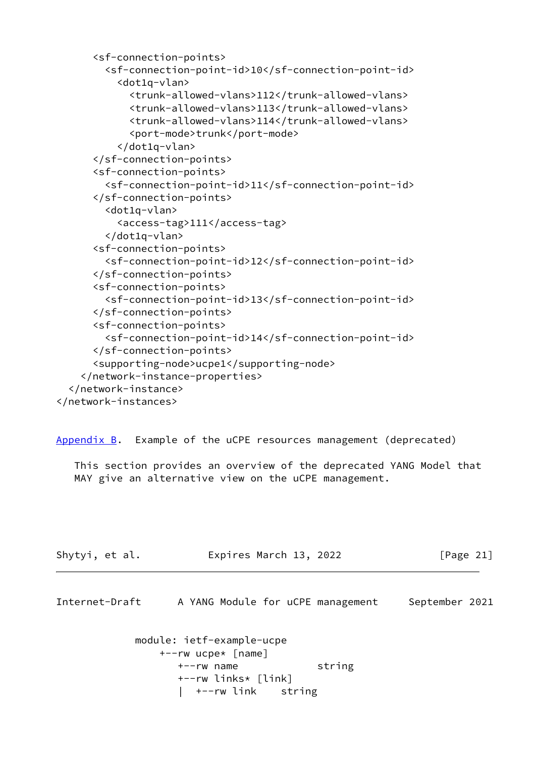```
      <sf-connection-points>
        <sf-connection-point-id>10</sf-connection-point-id>
          <dot1q-vlan>
            <trunk-allowed-vlans>112</trunk-allowed-vlans>
            <trunk-allowed-vlans>113</trunk-allowed-vlans>
            <trunk-allowed-vlans>114</trunk-allowed-vlans>
            <port-mode>trunk</port-mode>
          </dot1q-vlan>
      </sf-connection-points>
      <sf-connection-points>
        <sf-connection-point-id>11</sf-connection-point-id>
      </sf-connection-points>
        <dot1q-vlan>
          <access-tag>111</access-tag>
        </dot1q-vlan>
      <sf-connection-points>
        <sf-connection-point-id>12</sf-connection-point-id>
      </sf-connection-points>
      <sf-connection-points>
        <sf-connection-point-id>13</sf-connection-point-id>
      </sf-connection-points>
      <sf-connection-points>
        <sf-connection-point-id>14</sf-connection-point-id>
      </sf-connection-points>
      <supporting-node>ucpe1</supporting-node>
    </network-instance-properties>
  </network-instance>
</network-instances>
```

## Appendix B. Example of the uCPE resources management (deprecated)

This section provides an overview of the deprecated YANG Model that MAY give an alternative view on the uCPE management.

```
module: ietf-example-ucpe
    +--rw ucpe* [name]
       +--rw name             string
       +--rw links* [link]
       |  +--rw link     string
```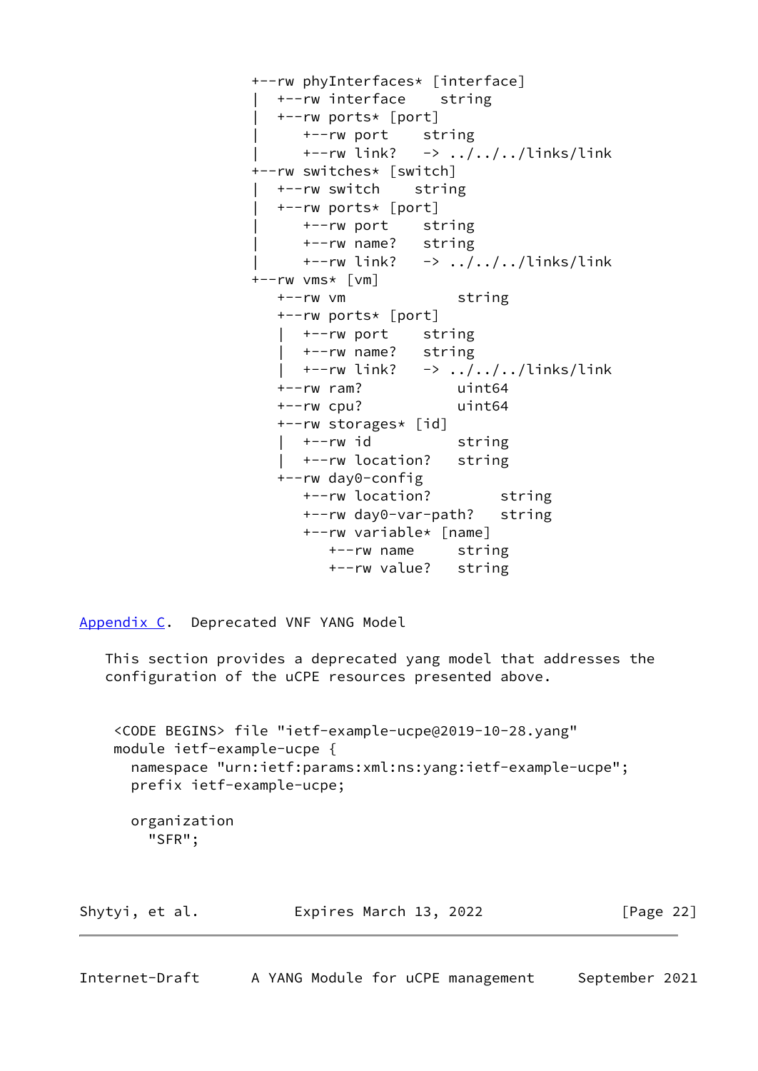```
                  +--rw phyInterfaces* [interface]
                  |  +--rw interface    string
                  |  +--rw ports* [port]
                  |     +--rw port    string
                  |     +--rw link?   -> ../../../links/link
                  +--rw switches* [switch]
                  |  +--rw switch    string
                  |  +--rw ports* [port]
                  |     +--rw port    string
                  |     +--rw name?   string
                  |     +--rw link?   -> ../../../links/link
                  +--rw vms* [vm]
                     +--rw vm              string
                     +--rw ports* [port]
                     |  +--rw port    string
                     |  +--rw name?   string
                     |  +--rw link?   -> ../../../links/link
                     +--rw ram?            uint64
                     +--rw cpu?            uint64
                     +--rw storages* [id]
                     |  +--rw id          string
                     |  +--rw location?   string
                     +--rw day0-config
                        +--rw location?        string
                        +--rw day0-var-path?   string
                        +--rw variable* [name]
                           +--rw name     string
                           +--rw value?   string
```

## Appendix C. Deprecated VNF YANG Model

This section provides a deprecated yang model that addresses the configuration of the uCPE resources presented above.

```
 <CODE BEGINS> file "ietf-example-ucpe@2019-10-28.yang"
 module ietf-example-ucpe {
   namespace "urn:ietf:params:xml:ns:yang:ietf-example-ucpe";
   prefix ietf-example-ucpe;

   organization
     "SFR";
```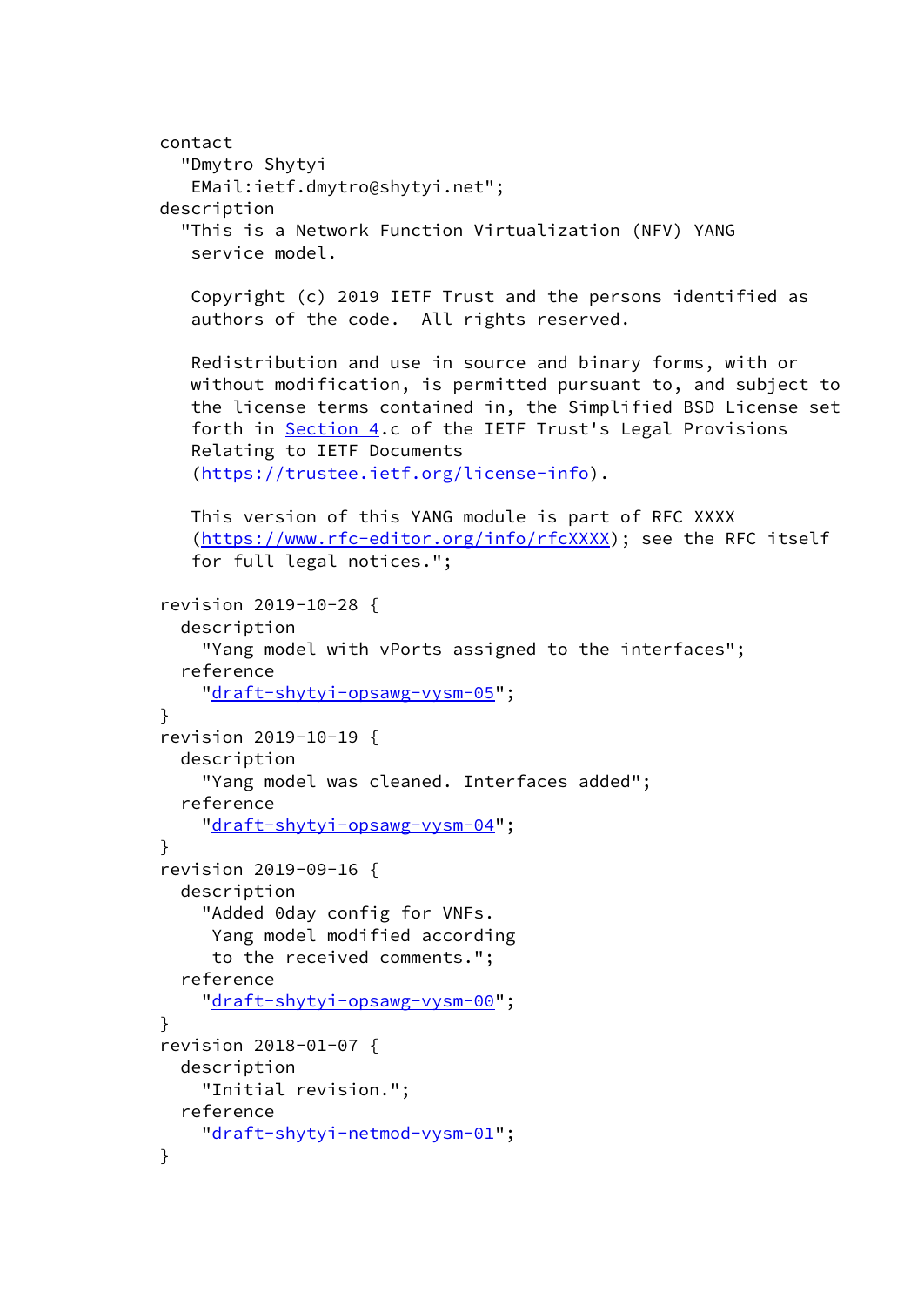```
     contact
       "Dmytro Shytyi
        EMail:ietf.dmytro@shytyi.net";
     description
       "This is a Network Function Virtualization (NFV) YANG
        service model.

        Copyright (c) 2019 IETF Trust and the persons identified as
        authors of the code.  All rights reserved.

        Redistribution and use in source and binary forms, with or
        without modification, is permitted pursuant to, and subject to
        the license terms contained in, the Simplified BSD License set
        forth in Section 4.c of the IETF Trust's Legal Provisions
        Relating to IETF Documents
        (https://trustee.ietf.org/license-info).

        This version of this YANG module is part of RFC XXXX
        (https://www.rfc-editor.org/info/rfcXXXX); see the RFC itself
        for full legal notices.";

     revision 2019-10-28 {
       description
         "Yang model with vPorts assigned to the interfaces";
       reference
         "draft-shytyi-opsawg-vysm-05";
     }
     revision 2019-10-19 {
       description
         "Yang model was cleaned. Interfaces added";
       reference
         "draft-shytyi-opsawg-vysm-04";
     }
     revision 2019-09-16 {
       description
         "Added 0day config for VNFs.
          Yang model modified according
          to the received comments.";
       reference
         "draft-shytyi-opsawg-vysm-00";
     }
     revision 2018-01-07 {
       description
         "Initial revision.";
       reference
         "draft-shytyi-netmod-vysm-01";
     }
```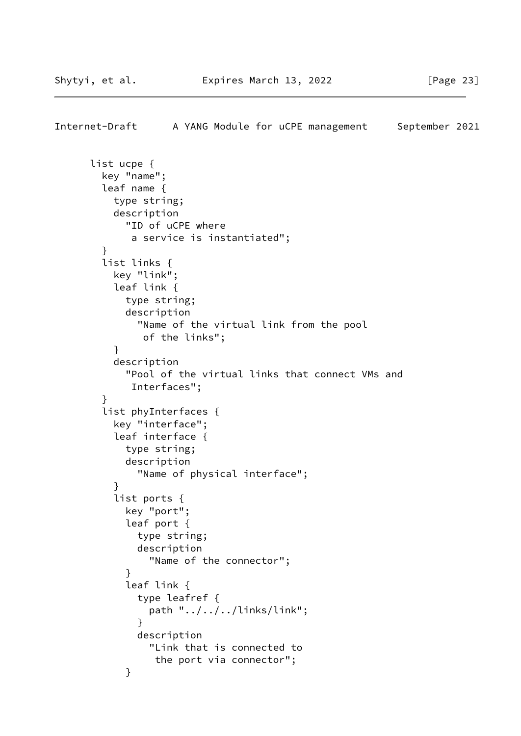```
      list ucpe {
        key "name";
        leaf name {
          type string;
          description
            "ID of uCPE where
             a service is instantiated";
        }
        list links {
          key "link";
          leaf link {
            type string;
            description
              "Name of the virtual link from the pool
               of the links";
          }
          description
            "Pool of the virtual links that connect VMs and
             Interfaces";
        }
        list phyInterfaces {
          key "interface";
          leaf interface {
            type string;
            description
              "Name of physical interface";
          }
          list ports {
            key "port";
            leaf port {
              type string;
              description
                "Name of the connector";
            }
            leaf link {
              type leafref {
                path "../../../links/link";
              }
              description
                "Link that is connected to
                 the port via connector";
            }
```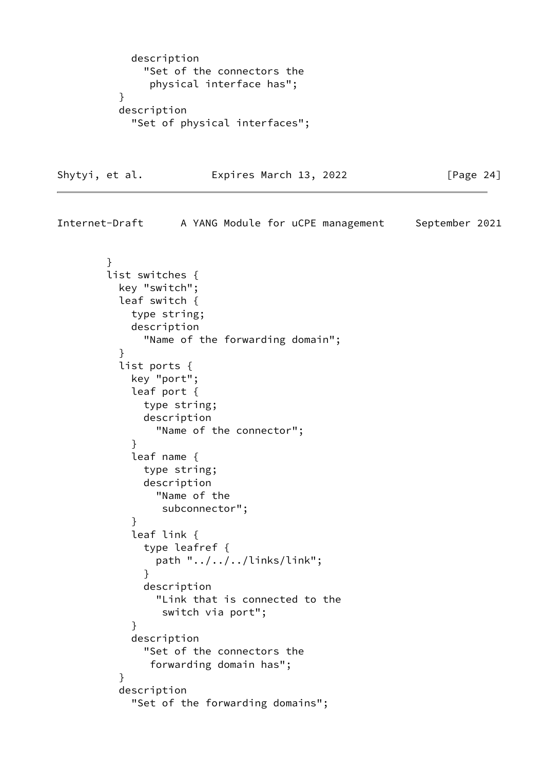```
            description
              "Set of the connectors the
               physical interface has";
          }
          description
            "Set of physical interfaces";
```

```
        }
        list switches {
          key "switch";
          leaf switch {
            type string;
            description
              "Name of the forwarding domain";
          }
          list ports {
            key "port";
            leaf port {
              type string;
              description
                "Name of the connector";
            }
            leaf name {
              type string;
              description
                "Name of the
                 subconnector";
            }
            leaf link {
              type leafref {
                path "../../../links/link";
              }
              description
                "Link that is connected to the
                 switch via port";
            }
            description
              "Set of the connectors the
               forwarding domain has";
          }
          description
            "Set of the forwarding domains";
```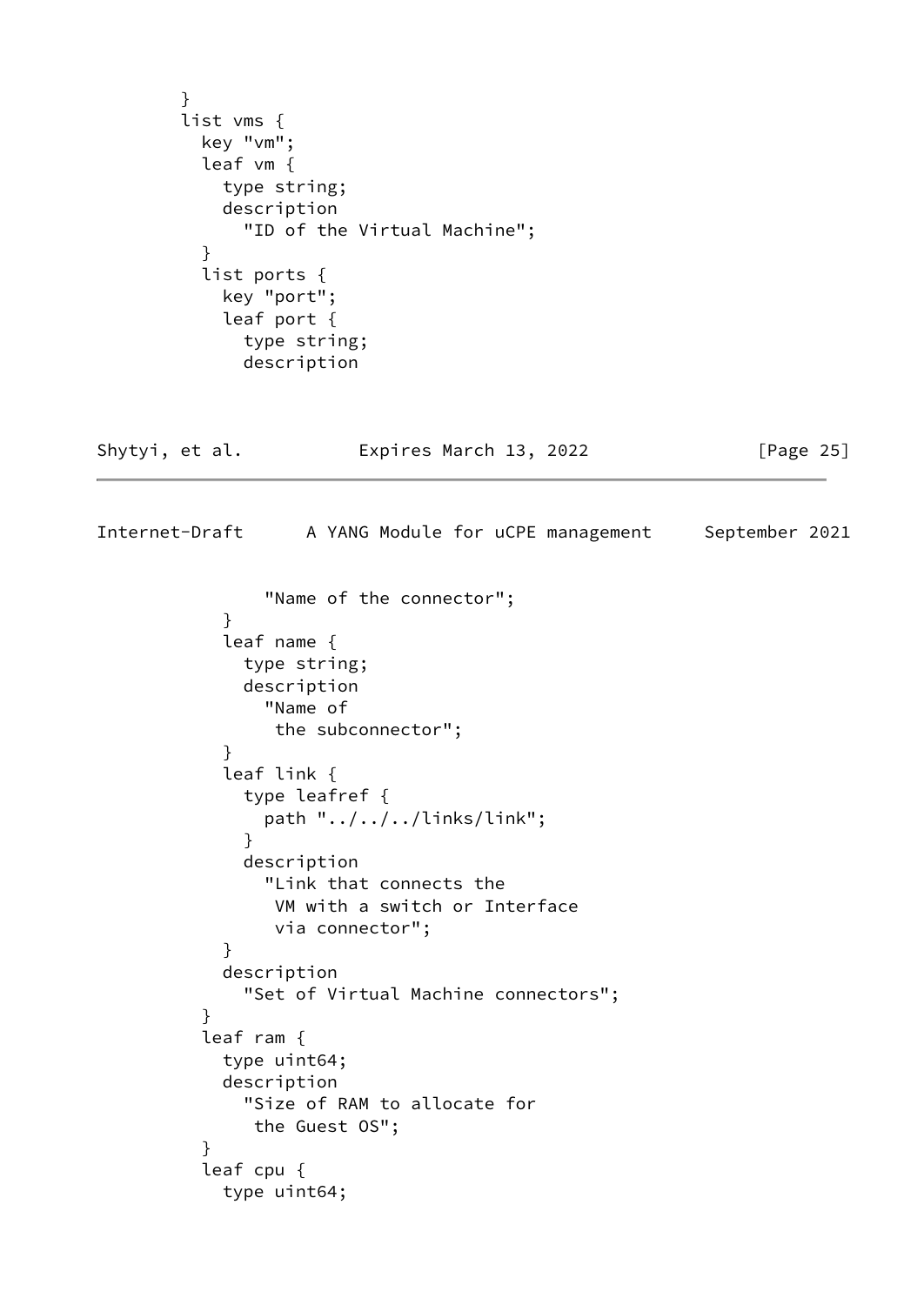```
        }
        list vms {
          key "vm";
          leaf vm {
            type string;
            description
              "ID of the Virtual Machine";
          }
          list ports {
            key "port";
            leaf port {
              type string;
              description
                "Name of the connector";
            }
            leaf name {
              type string;
              description
                "Name of
                 the subconnector";
            }
            leaf link {
              type leafref {
                path "../../../links/link";
              }
              description
                "Link that connects the
                 VM with a switch or Interface
                 via connector";
            }
            description
              "Set of Virtual Machine connectors";
          }
          leaf ram {
            type uint64;
            description
              "Size of RAM to allocate for
               the Guest OS";
          }
          leaf cpu {
            type uint64;
```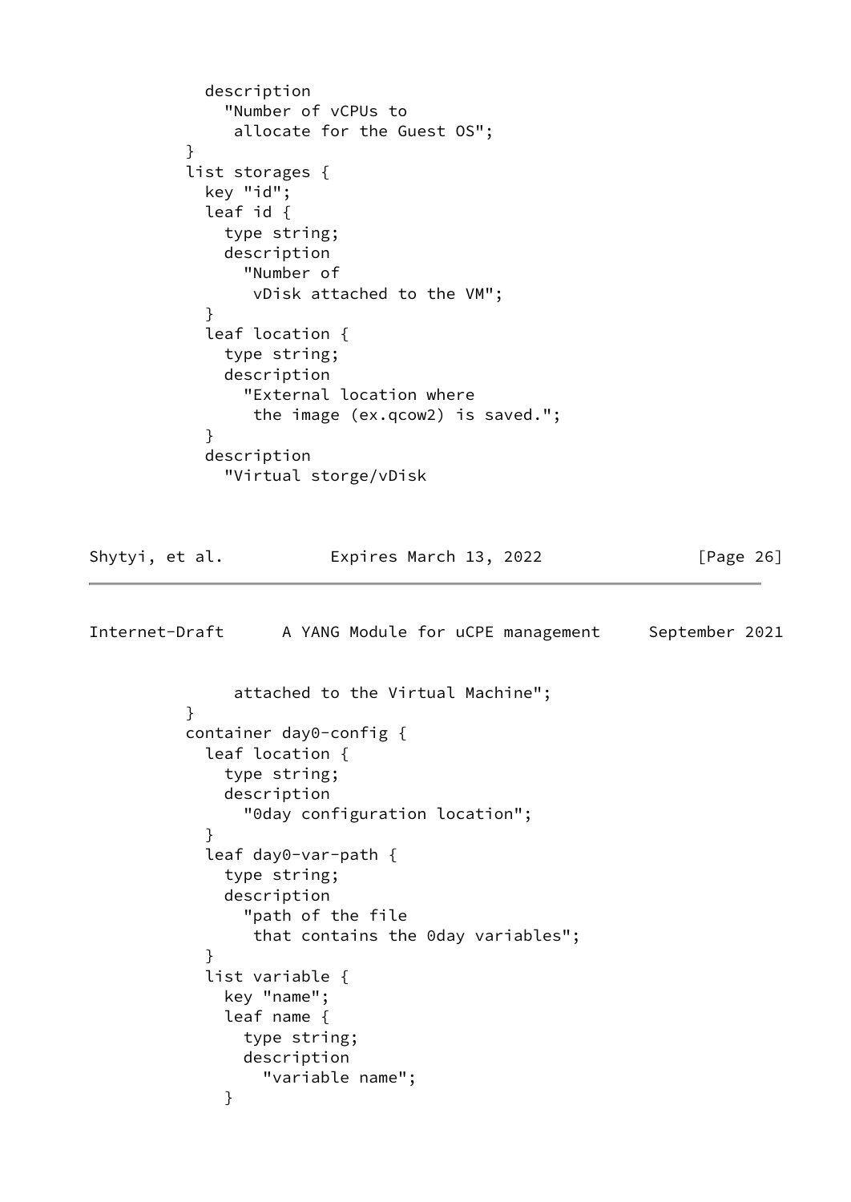```
            description
              "Number of vCPUs to
               allocate for the Guest OS";
          }
          list storages {
            key "id";
            leaf id {
              type string;
              description
                "Number of
                 vDisk attached to the VM";
            }
            leaf location {
              type string;
              description
                "External location where
                 the image (ex.qcow2) is saved.";
            }
            description
              "Virtual storge/vDisk
               attached to the Virtual Machine";
          }
          container day0-config {
            leaf location {
              type string;
              description
                "0day configuration location";
            }
            leaf day0-var-path {
              type string;
              description
                "path of the file
                 that contains the 0day variables";
            }
            list variable {
              key "name";
              leaf name {
                type string;
                description
                  "variable name";
              }
```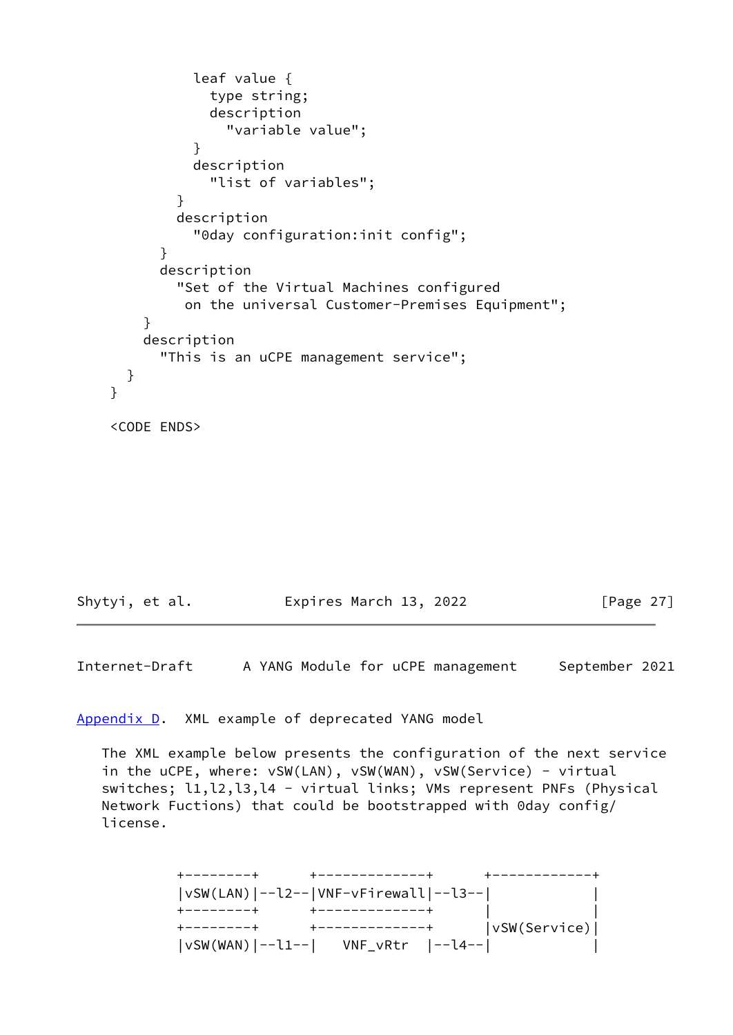```
          leaf value {
            type string;
            description
              "variable value";
          }
          description
            "list of variables";
        }
        description
          "0day configuration:init config";
      }
      description
        "Set of the Virtual Machines configured
         on the universal Customer-Premises Equipment";
    }
    description
      "This is an uCPE management service";
  }
}

<CODE ENDS>
```

## Appendix D. XML example of deprecated YANG model

The XML example below presents the configuration of the next service in the uCPE, where: vSW(LAN), vSW(WAN), vSW(Service) - virtual switches; l1,l2,l3,l4 - virtual links; VMs represent PNFs (Physical Network Fuctions) that could be bootstrapped with 0day config/license.

```
+--------+      +-------------+      +------------+
|vSW(LAN)|--l2--|VNF-vFirewall|--l3--|            |
+--------+      +-------------+      |            |
+--------+      +-------------+      |vSW(Service)|
|vSW(WAN)|--l1--|   VNF_vRtr  |--l4--|            |
```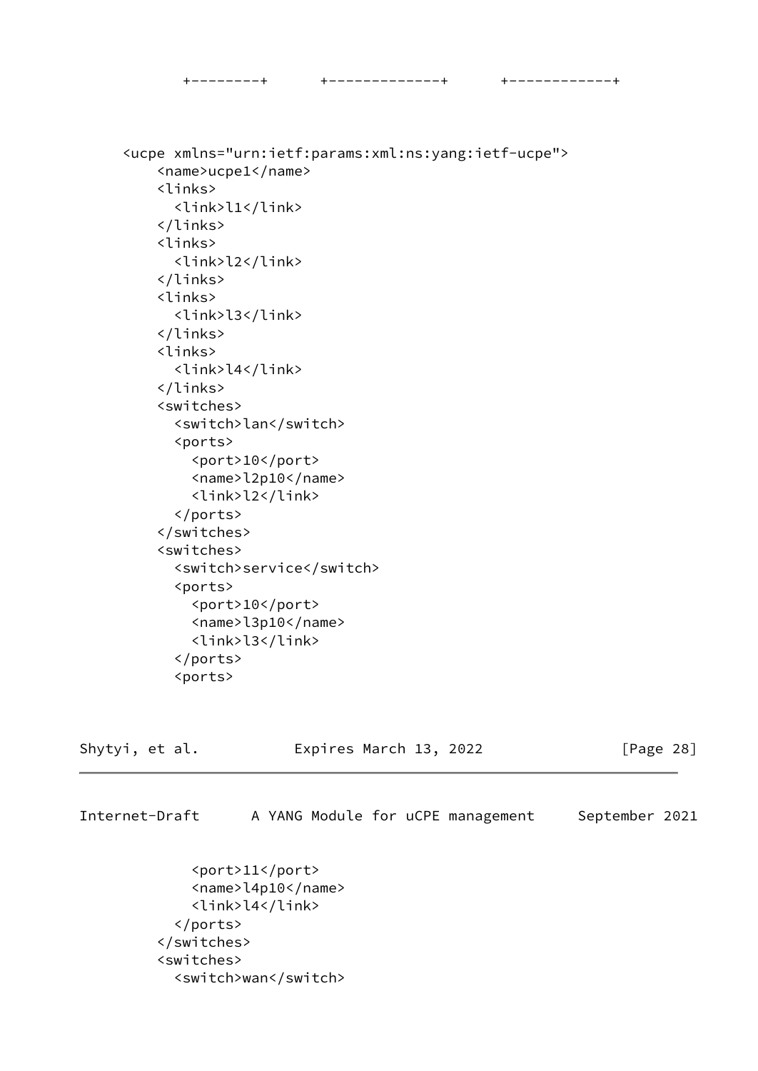```
        +--------+      +-------------+      +------------+
```

```
    <ucpe xmlns="urn:ietf:params:xml:ns:yang:ietf-ucpe">
        <name>ucpe1</name>
        <links>
          <link>l1</link>
        </links>
        <links>
          <link>l2</link>
        </links>
        <links>
          <link>l3</link>
        </links>
        <links>
          <link>l4</link>
        </links>
        <switches>
          <switch>lan</switch>
          <ports>
            <port>10</port>
            <name>l2p10</name>
            <link>l2</link>
          </ports>
        </switches>
        <switches>
          <switch>service</switch>
          <ports>
            <port>10</port>
            <name>l3p10</name>
            <link>l3</link>
          </ports>
          <ports>
            <port>11</port>
            <name>l4p10</name>
            <link>l4</link>
          </ports>
        </switches>
        <switches>
          <switch>wan</switch>
```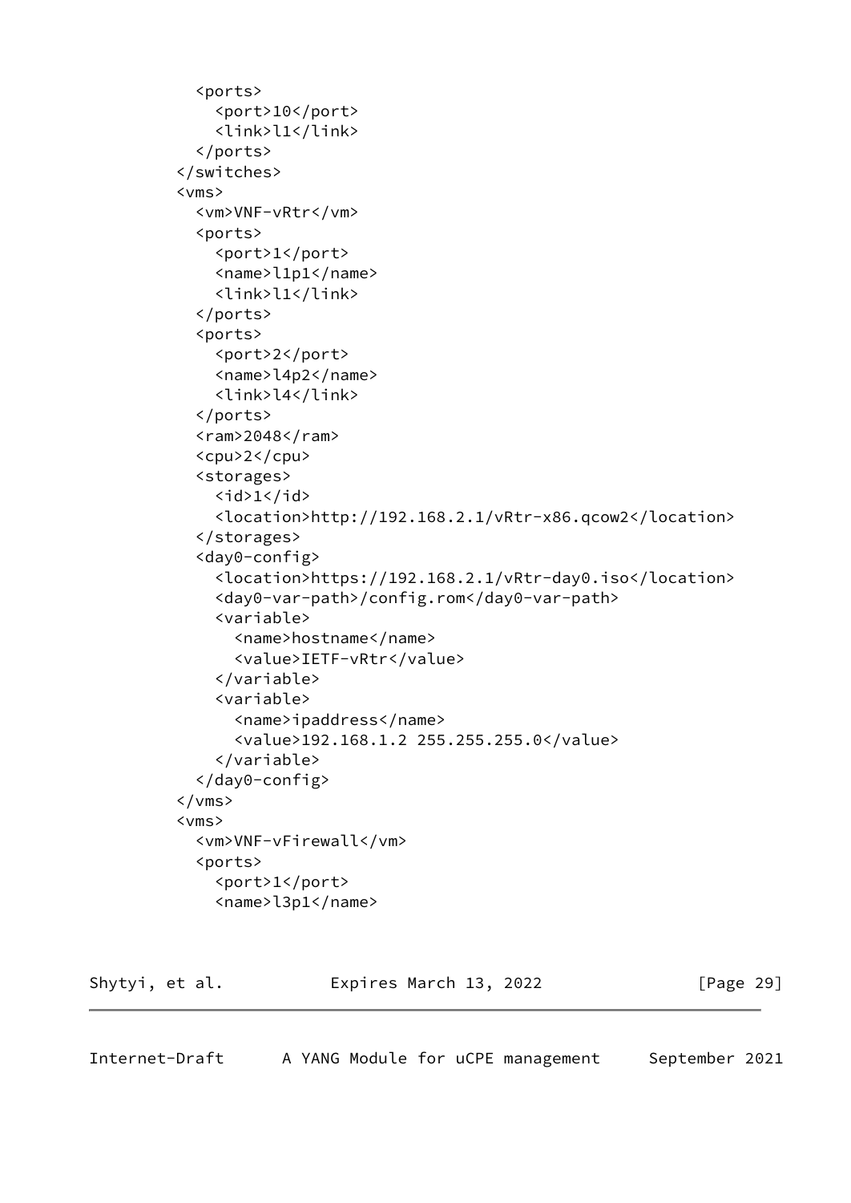```
          <ports>
            <port>10</port>
            <link>l1</link>
          </ports>
        </switches>
        <vms>
          <vm>VNF-vRtr</vm>
          <ports>
            <port>1</port>
            <name>l1p1</name>
            <link>l1</link>
          </ports>
          <ports>
            <port>2</port>
            <name>l4p2</name>
            <link>l4</link>
          </ports>
          <ram>2048</ram>
          <cpu>2</cpu>
          <storages>
            <id>1</id>
            <location>http://192.168.2.1/vRtr-x86.qcow2</location>
          </storages>
          <day0-config>
            <location>https://192.168.2.1/vRtr-day0.iso</location>
            <day0-var-path>/config.rom</day0-var-path>
            <variable>
              <name>hostname</name>
              <value>IETF-vRtr</value>
            </variable>
            <variable>
              <name>ipaddress</name>
              <value>192.168.1.2 255.255.255.0</value>
            </variable>
          </day0-config>
        </vms>
        <vms>
          <vm>VNF-vFirewall</vm>
          <ports>
            <port>1</port>
            <name>l3p1</name>
```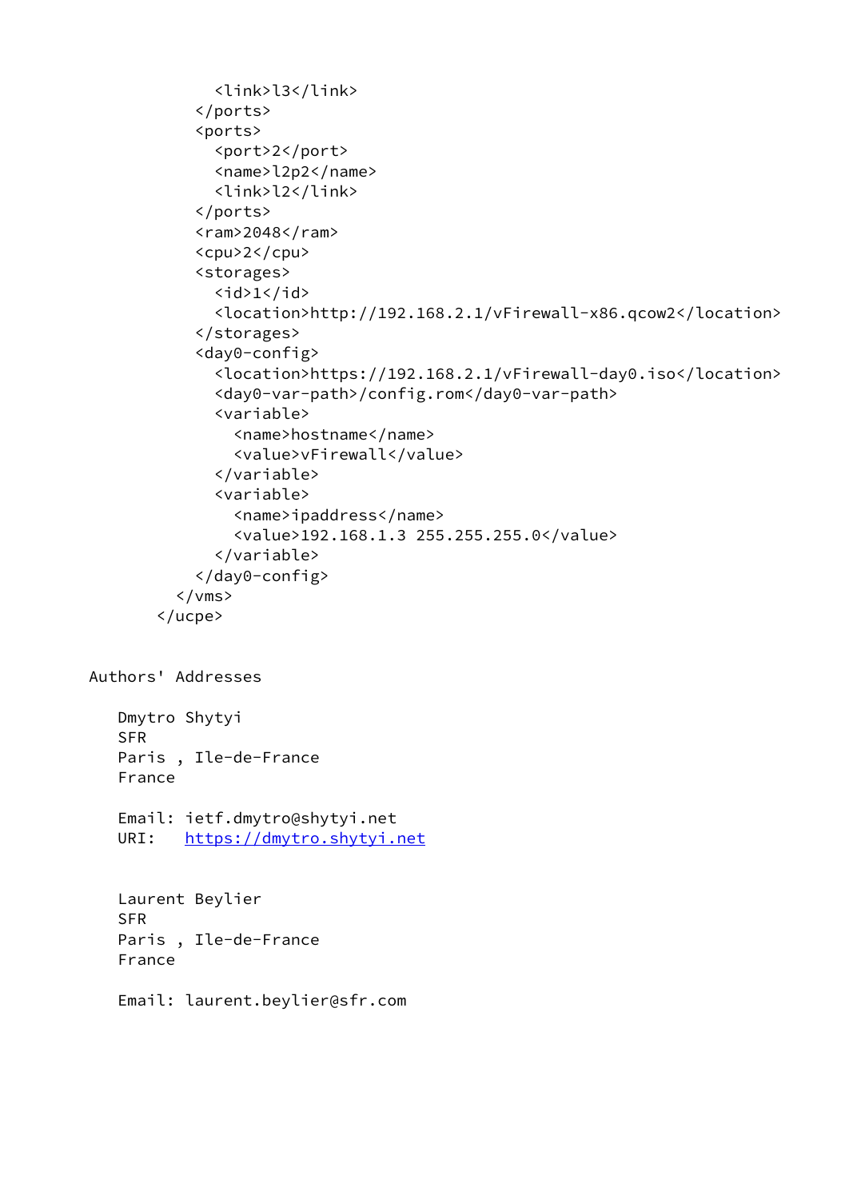```
            <link>l3</link>
          </ports>
          <ports>
            <port>2</port>
            <name>l2p2</name>
            <link>l2</link>
          </ports>
          <ram>2048</ram>
          <cpu>2</cpu>
          <storages>
            <id>1</id>
            <location>http://192.168.2.1/vFirewall-x86.qcow2</location>
          </storages>
          <day0-config>
            <location>https://192.168.2.1/vFirewall-day0.iso</location>
            <day0-var-path>/config.rom</day0-var-path>
            <variable>
              <name>hostname</name>
              <value>vFirewall</value>
            </variable>
            <variable>
              <name>ipaddress</name>
              <value>192.168.1.3 255.255.255.0</value>
            </variable>
          </day0-config>
        </vms>
      </ucpe>
```

## Authors' Addresses

Dmytro Shytyi
SFR
Paris , Ile-de-France
France

Email: ietf.dmytro@shytyi.net
URI: https://dmytro.shytyi.net

Laurent Beylier
SFR
Paris , Ile-de-France
France

Email: laurent.beylier@sfr.com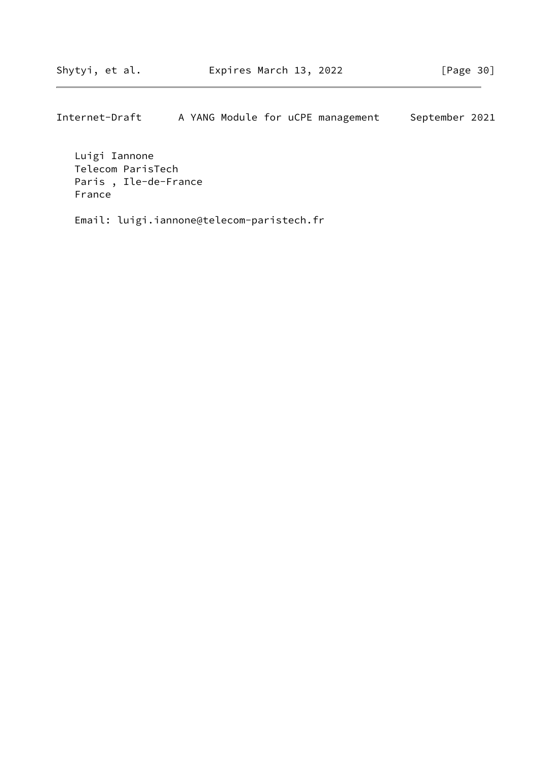Luigi Iannone
Telecom ParisTech
Paris , Ile-de-France
France

Email: luigi.iannone@telecom-paristech.fr